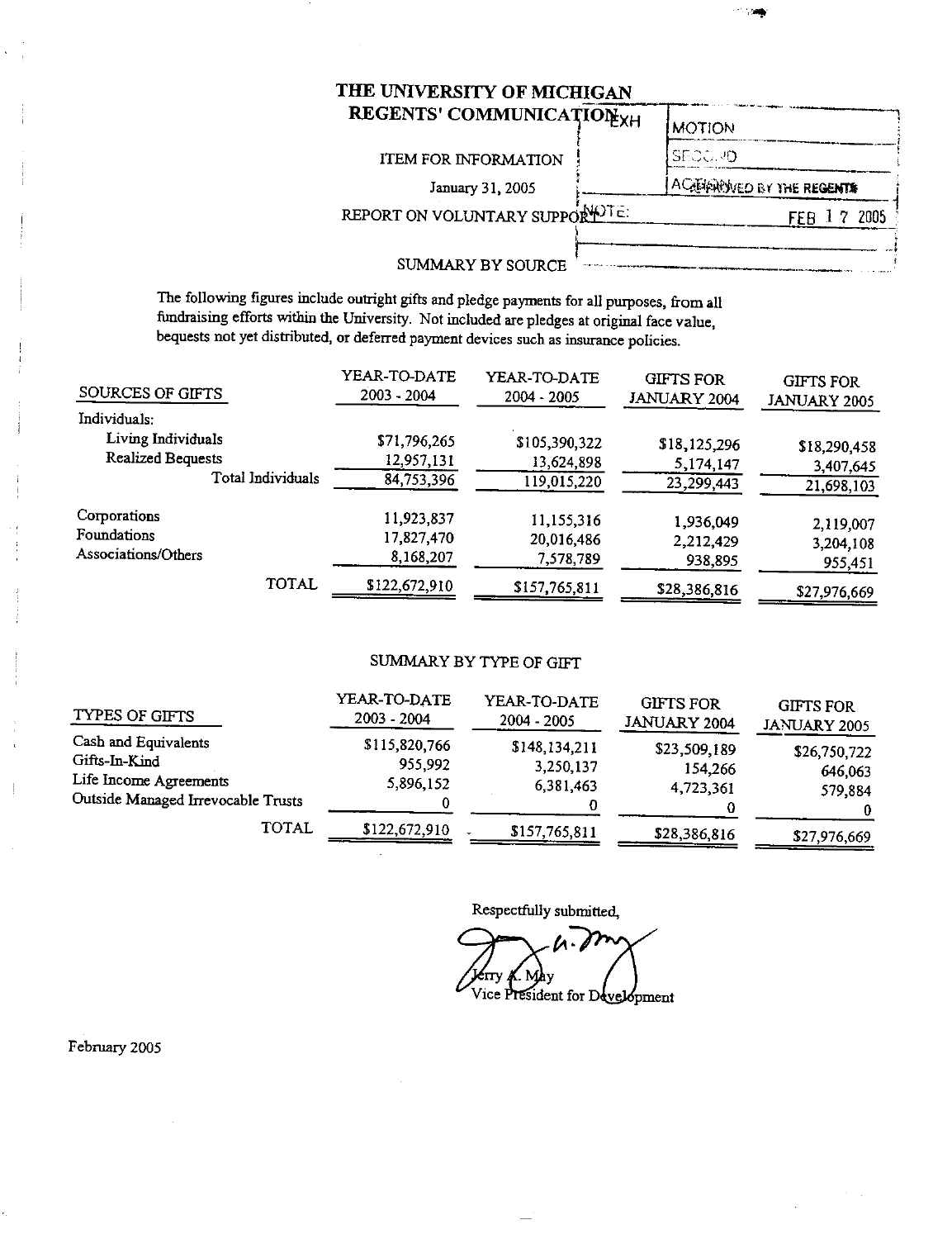# THE UNIVERSITY OF MICHIGAN
## REGENTS' COMMUNICATION

EXH

| MOTION |
| --- |
| SECOND |
| APPROVED BY THE REGENTS |
| FEB 1 7 2005 |

ITEM FOR INFORMATION

January 31, 2005

REPORT ON VOLUNTARY SUPPORT

NOTE:

### SUMMARY BY SOURCE

The following figures include outright gifts and pledge payments for all purposes, from all fundraising efforts within the University. Not included are pledges at original face value, bequests not yet distributed, or deferred payment devices such as insurance policies.

| SOURCES OF GIFTS | YEAR-TO-DATE 2003 - 2004 | YEAR-TO-DATE 2004 - 2005 | GIFTS FOR JANUARY 2004 | GIFTS FOR JANUARY 2005 |
| --- | --- | --- | --- | --- |
| Individuals: | | | | |
| Living Individuals | $71,796,265 | $105,390,322 | $18,125,296 | $18,290,458 |
| Realized Bequests | 12,957,131 | 13,624,898 | 5,174,147 | 3,407,645 |
| Total Individuals | 84,753,396 | 119,015,220 | 23,299,443 | 21,698,103 |
| Corporations | 11,923,837 | 11,155,316 | 1,936,049 | 2,119,007 |
| Foundations | 17,827,470 | 20,016,486 | 2,212,429 | 3,204,108 |
| Associations/Others | 8,168,207 | 7,578,789 | 938,895 | 955,451 |
| TOTAL | $122,672,910 | $157,765,811 | $28,386,816 | $27,976,669 |

### SUMMARY BY TYPE OF GIFT

| TYPES OF GIFTS | YEAR-TO-DATE 2003 - 2004 | YEAR-TO-DATE 2004 - 2005 | GIFTS FOR JANUARY 2004 | GIFTS FOR JANUARY 2005 |
| --- | --- | --- | --- | --- |
| Cash and Equivalents | $115,820,766 | $148,134,211 | $23,509,189 | $26,750,722 |
| Gifts-In-Kind | 955,992 | 3,250,137 | 154,266 | 646,063 |
| Life Income Agreements | 5,896,152 | 6,381,463 | 4,723,361 | 579,884 |
| Outside Managed Irrevocable Trusts | 0 | 0 | 0 | 0 |
| TOTAL | $122,672,910 | $157,765,811 | $28,386,816 | $27,976,669 |

Respectfully submitted,

Jerry A. May
Vice President for Development

February 2005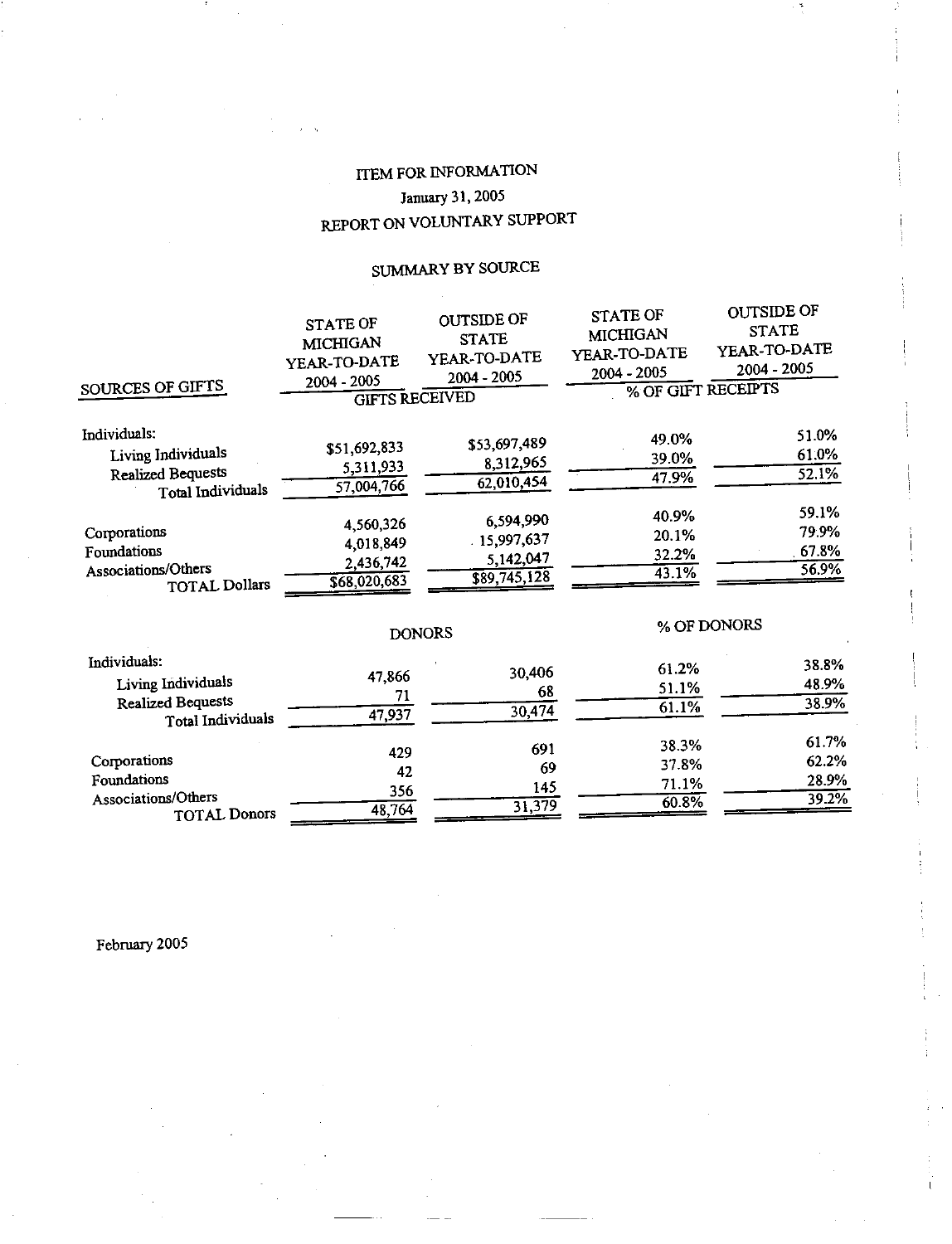ITEM FOR INFORMATION

January 31, 2005

REPORT ON VOLUNTARY SUPPORT

SUMMARY BY SOURCE

| SOURCES OF GIFTS | STATE OF MICHIGAN YEAR-TO-DATE 2004 - 2005 | OUTSIDE OF STATE YEAR-TO-DATE 2004 - 2005 | STATE OF MICHIGAN YEAR-TO-DATE 2004 - 2005 | OUTSIDE OF STATE YEAR-TO-DATE 2004 - 2005 |
|---|---|---|---|---|
| | GIFTS RECEIVED | | % OF GIFT RECEIPTS | |
| Individuals: | | | | |
| Living Individuals | $51,692,833 | $53,697,489 | 49.0% | 51.0% |
| Realized Bequests | 5,311,933 | 8,312,965 | 39.0% | 61.0% |
| Total Individuals | 57,004,766 | 62,010,454 | 47.9% | 52.1% |
| Corporations | 4,560,326 | 6,594,990 | 40.9% | 59.1% |
| Foundations | 4,018,849 | 15,997,637 | 20.1% | 79.9% |
| Associations/Others | 2,436,742 | 5,142,047 | 32.2% | 67.8% |
| TOTAL Dollars | $68,020,683 | $89,745,128 | 43.1% | 56.9% |

| | DONORS | | % OF DONORS | |
|---|---|---|---|---|
| Individuals: | | | | |
| Living Individuals | 47,866 | 30,406 | 61.2% | 38.8% |
| Realized Bequests | 71 | 68 | 51.1% | 48.9% |
| Total Individuals | 47,937 | 30,474 | 61.1% | 38.9% |
| Corporations | 429 | 691 | 38.3% | 61.7% |
| Foundations | 42 | 69 | 37.8% | 62.2% |
| Associations/Others | 356 | 145 | 71.1% | 28.9% |
| TOTAL Donors | 48,764 | 31,379 | 60.8% | 39.2% |

February 2005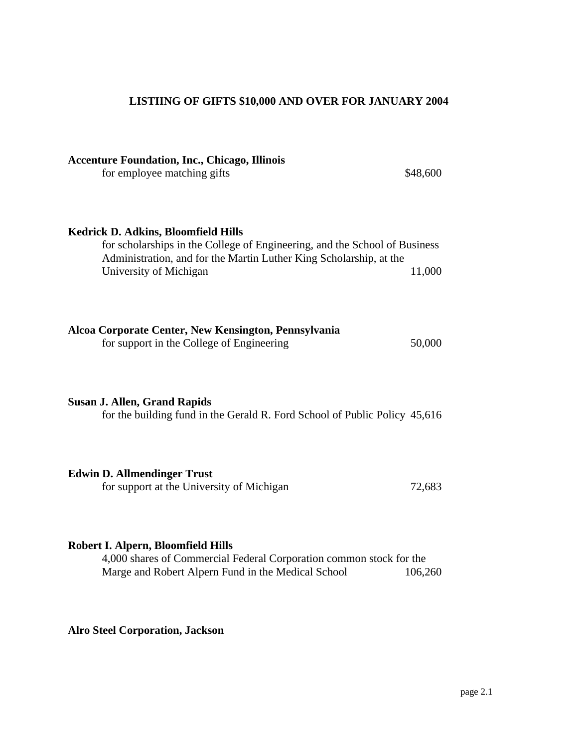## LISTIING OF GIFTS $10,000 AND OVER FOR JANUARY 2004

**Accenture Foundation, Inc., Chicago, Illinois**
for employee matching gifts $48,600

**Kedrick D. Adkins, Bloomfield Hills**
for scholarships in the College of Engineering, and the School of Business Administration, and for the Martin Luther King Scholarship, at the University of Michigan 11,000

**Alcoa Corporate Center, New Kensington, Pennsylvania**
for support in the College of Engineering 50,000

**Susan J. Allen, Grand Rapids**
for the building fund in the Gerald R. Ford School of Public Policy 45,616

**Edwin D. Allmendinger Trust**
for support at the University of Michigan 72,683

**Robert I. Alpern, Bloomfield Hills**
4,000 shares of Commercial Federal Corporation common stock for the Marge and Robert Alpern Fund in the Medical School 106,260

**Alro Steel Corporation, Jackson**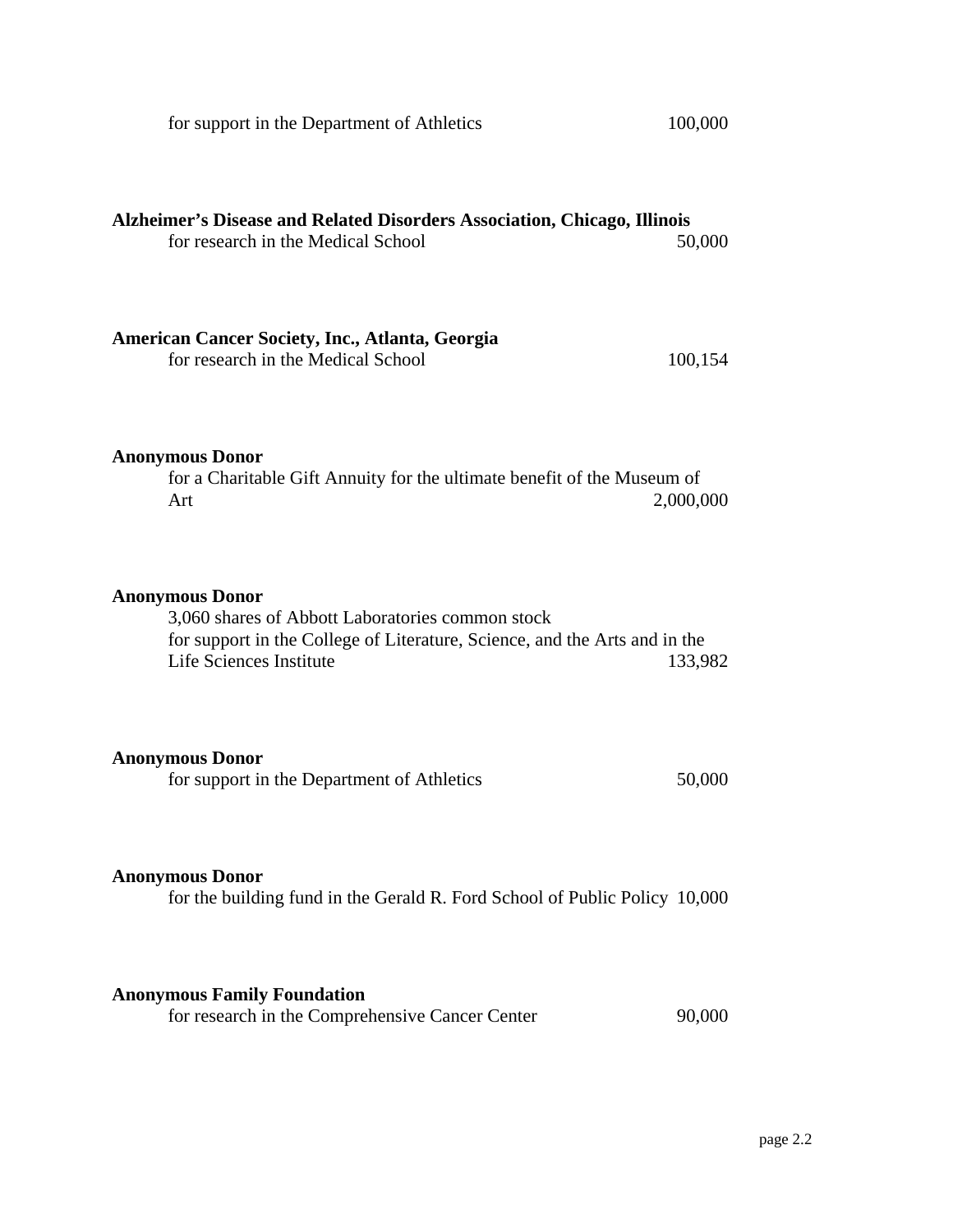for support in the Department of Athletics 100,000

**Alzheimer's Disease and Related Disorders Association, Chicago, Illinois**
for research in the Medical School 50,000

**American Cancer Society, Inc., Atlanta, Georgia**
for research in the Medical School 100,154

**Anonymous Donor**
for a Charitable Gift Annuity for the ultimate benefit of the Museum of Art 2,000,000

**Anonymous Donor**
3,060 shares of Abbott Laboratories common stock
for support in the College of Literature, Science, and the Arts and in the Life Sciences Institute 133,982

**Anonymous Donor**
for support in the Department of Athletics 50,000

**Anonymous Donor**
for the building fund in the Gerald R. Ford School of Public Policy 10,000

**Anonymous Family Foundation**
for research in the Comprehensive Cancer Center 90,000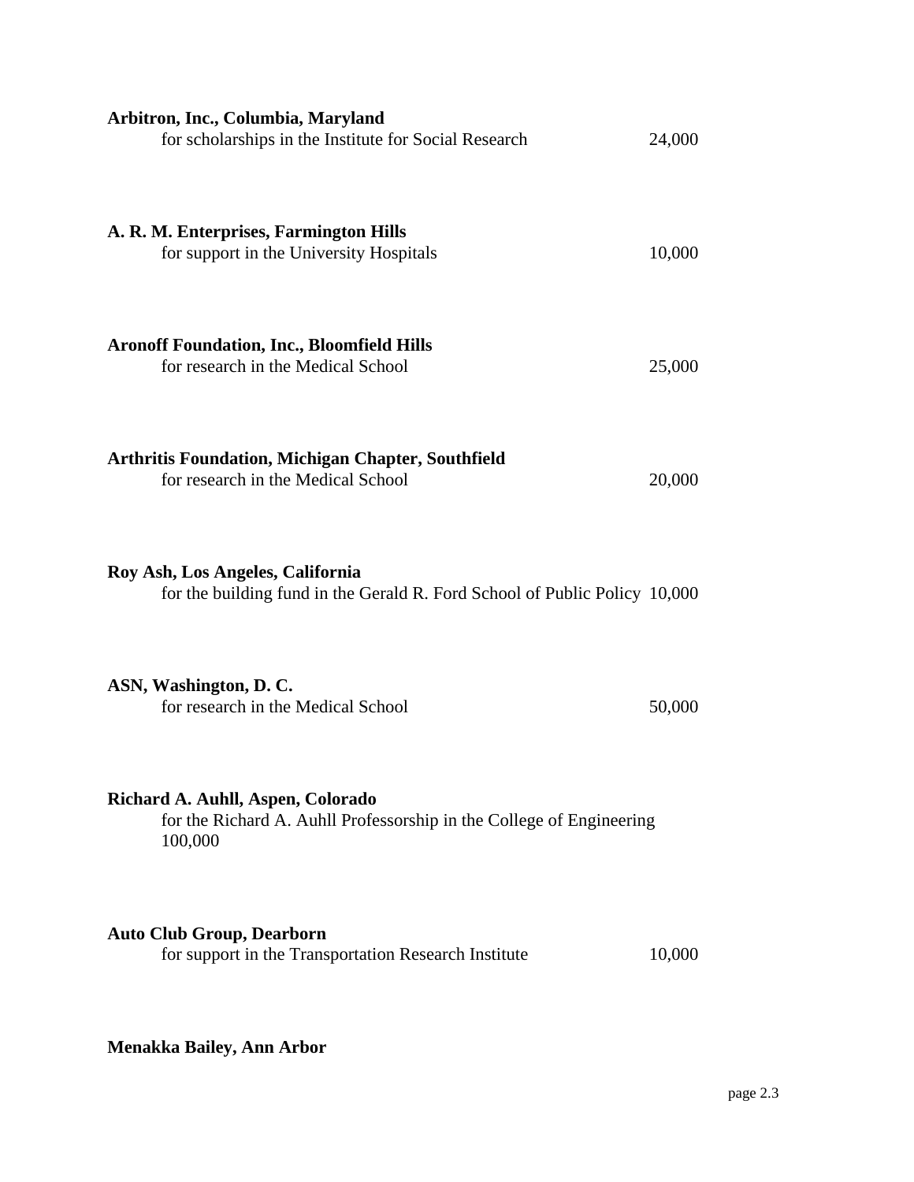**Arbitron, Inc., Columbia, Maryland**
for scholarships in the Institute for Social Research 24,000

**A. R. M. Enterprises, Farmington Hills**
for support in the University Hospitals 10,000

**Aronoff Foundation, Inc., Bloomfield Hills**
for research in the Medical School 25,000

**Arthritis Foundation, Michigan Chapter, Southfield**
for research in the Medical School 20,000

**Roy Ash, Los Angeles, California**
for the building fund in the Gerald R. Ford School of Public Policy 10,000

**ASN, Washington, D. C.**
for research in the Medical School 50,000

**Richard A. Auhll, Aspen, Colorado**
for the Richard A. Auhll Professorship in the College of Engineering 100,000

**Auto Club Group, Dearborn**
for support in the Transportation Research Institute 10,000

**Menakka Bailey, Ann Arbor**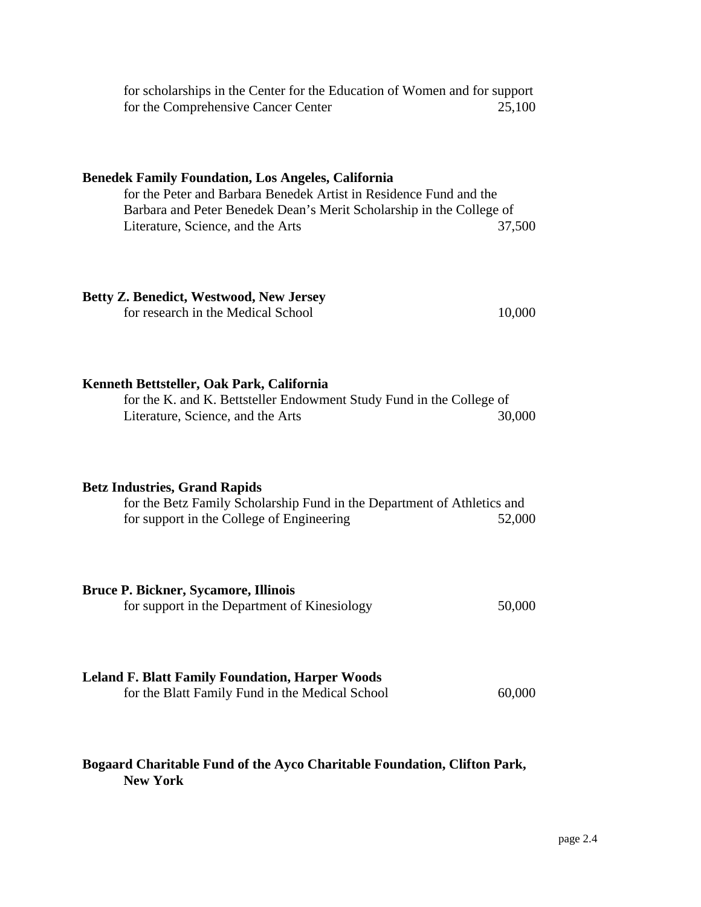for scholarships in the Center for the Education of Women and for support for the Comprehensive Cancer Center 25,100

**Benedek Family Foundation, Los Angeles, California**
for the Peter and Barbara Benedek Artist in Residence Fund and the Barbara and Peter Benedek Dean's Merit Scholarship in the College of Literature, Science, and the Arts 37,500

**Betty Z. Benedict, Westwood, New Jersey**
for research in the Medical School 10,000

**Kenneth Bettsteller, Oak Park, California**
for the K. and K. Bettsteller Endowment Study Fund in the College of Literature, Science, and the Arts 30,000

**Betz Industries, Grand Rapids**
for the Betz Family Scholarship Fund in the Department of Athletics and for support in the College of Engineering 52,000

**Bruce P. Bickner, Sycamore, Illinois**
for support in the Department of Kinesiology 50,000

**Leland F. Blatt Family Foundation, Harper Woods**
for the Blatt Family Fund in the Medical School 60,000

**Bogaard Charitable Fund of the Ayco Charitable Foundation, Clifton Park, New York**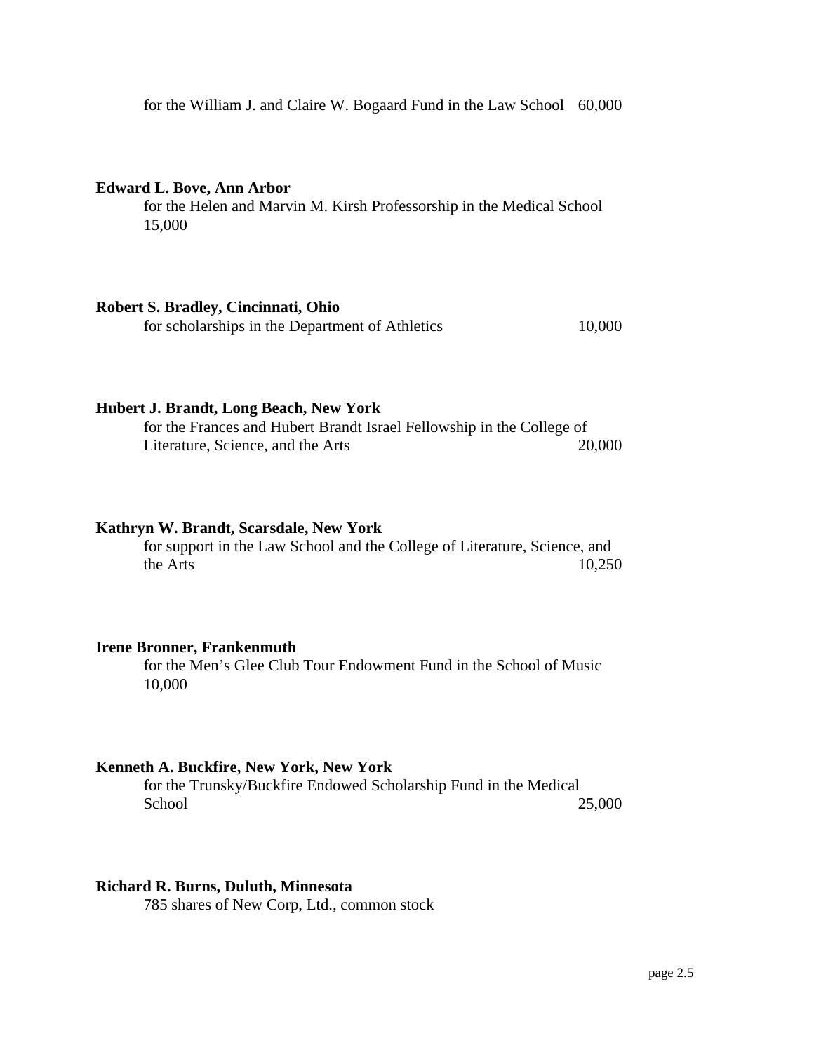for the William J. and Claire W. Bogaard Fund in the Law School 60,000

**Edward L. Bove, Ann Arbor**
for the Helen and Marvin M. Kirsh Professorship in the Medical School 15,000

**Robert S. Bradley, Cincinnati, Ohio**
for scholarships in the Department of Athletics 10,000

**Hubert J. Brandt, Long Beach, New York**
for the Frances and Hubert Brandt Israel Fellowship in the College of Literature, Science, and the Arts 20,000

**Kathryn W. Brandt, Scarsdale, New York**
for support in the Law School and the College of Literature, Science, and the Arts 10,250

**Irene Bronner, Frankenmuth**
for the Men's Glee Club Tour Endowment Fund in the School of Music 10,000

**Kenneth A. Buckfire, New York, New York**
for the Trunsky/Buckfire Endowed Scholarship Fund in the Medical School 25,000

**Richard R. Burns, Duluth, Minnesota**
785 shares of New Corp, Ltd., common stock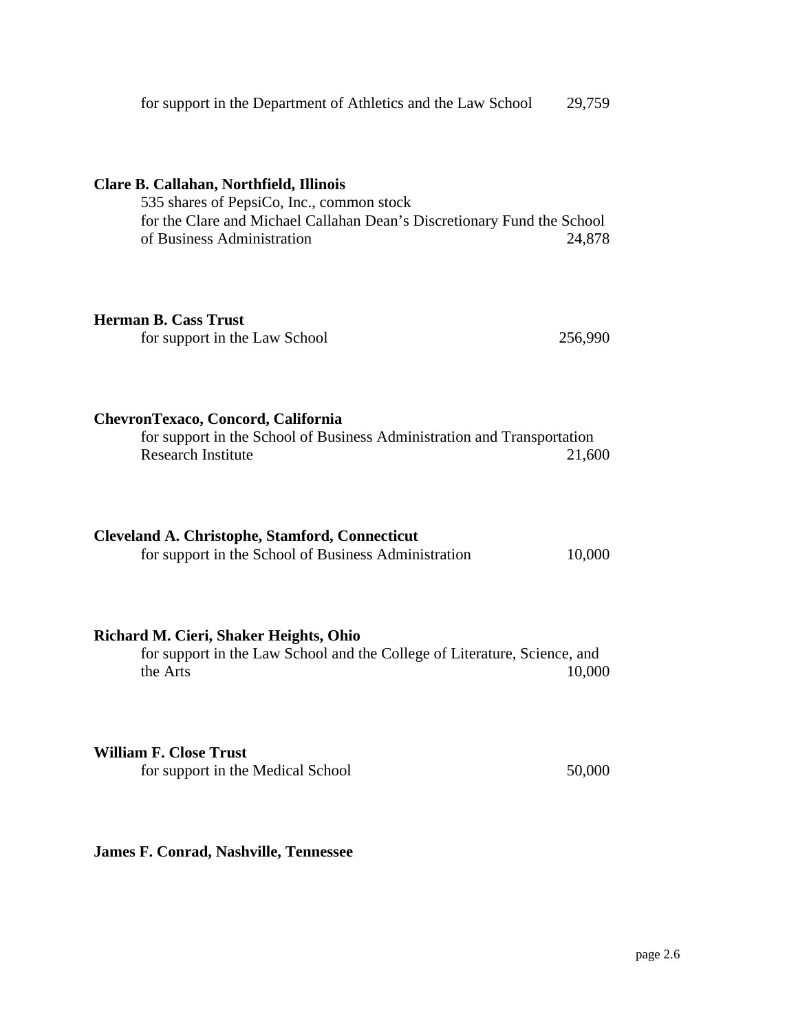for support in the Department of Athletics and the Law School 29,759

**Clare B. Callahan, Northfield, Illinois**
535 shares of PepsiCo, Inc., common stock
for the Clare and Michael Callahan Dean's Discretionary Fund the School of Business Administration 24,878

**Herman B. Cass Trust**
for support in the Law School 256,990

**ChevronTexaco, Concord, California**
for support in the School of Business Administration and Transportation Research Institute 21,600

**Cleveland A. Christophe, Stamford, Connecticut**
for support in the School of Business Administration 10,000

**Richard M. Cieri, Shaker Heights, Ohio**
for support in the Law School and the College of Literature, Science, and the Arts 10,000

**William F. Close Trust**
for support in the Medical School 50,000

**James F. Conrad, Nashville, Tennessee**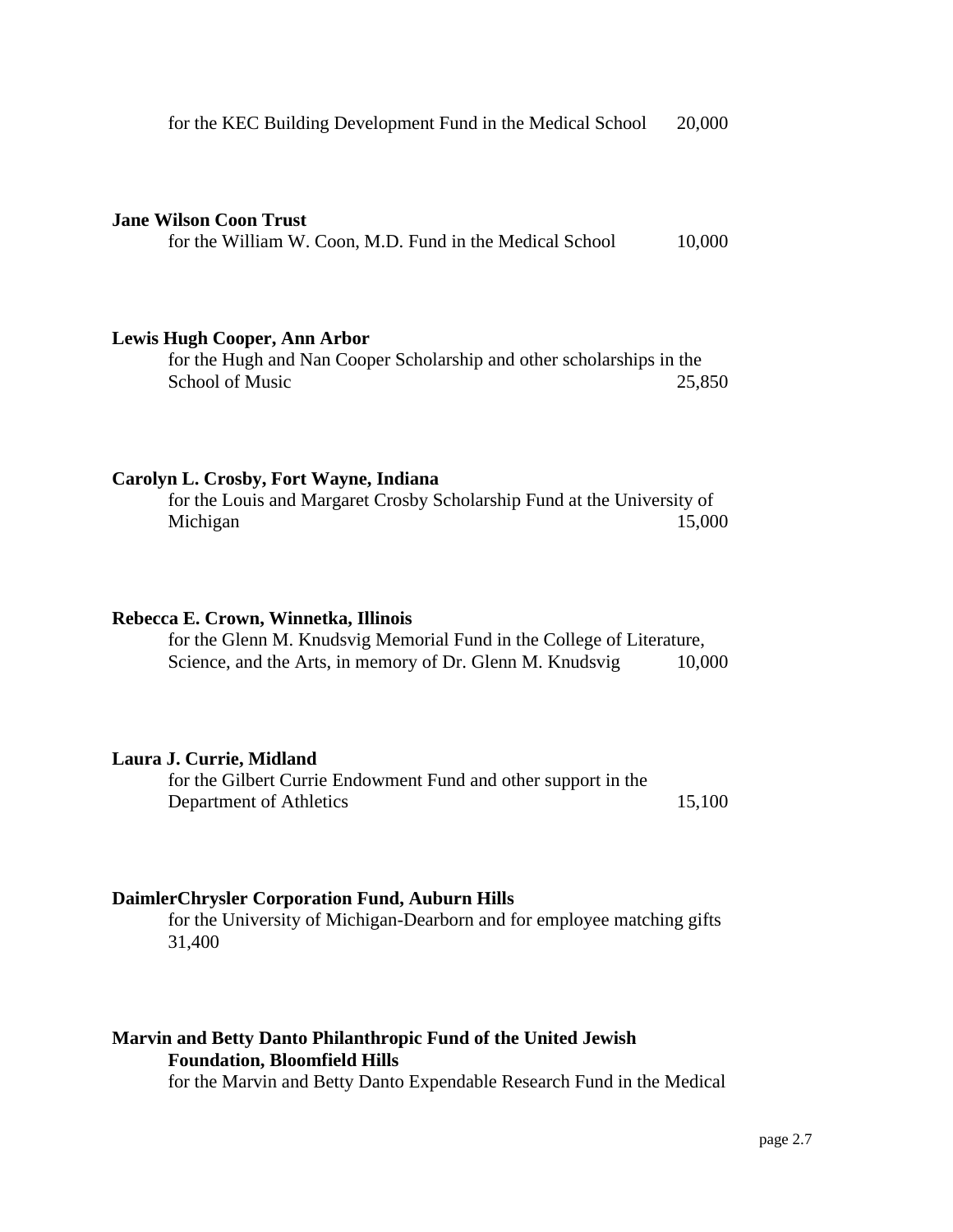for the KEC Building Development Fund in the Medical School 20,000

**Jane Wilson Coon Trust**
for the William W. Coon, M.D. Fund in the Medical School 10,000

**Lewis Hugh Cooper, Ann Arbor**
for the Hugh and Nan Cooper Scholarship and other scholarships in the School of Music 25,850

**Carolyn L. Crosby, Fort Wayne, Indiana**
for the Louis and Margaret Crosby Scholarship Fund at the University of Michigan 15,000

**Rebecca E. Crown, Winnetka, Illinois**
for the Glenn M. Knudsvig Memorial Fund in the College of Literature, Science, and the Arts, in memory of Dr. Glenn M. Knudsvig 10,000

**Laura J. Currie, Midland**
for the Gilbert Currie Endowment Fund and other support in the Department of Athletics 15,100

**DaimlerChrysler Corporation Fund, Auburn Hills**
for the University of Michigan-Dearborn and for employee matching gifts 31,400

**Marvin and Betty Danto Philanthropic Fund of the United Jewish Foundation, Bloomfield Hills**
for the Marvin and Betty Danto Expendable Research Fund in the Medical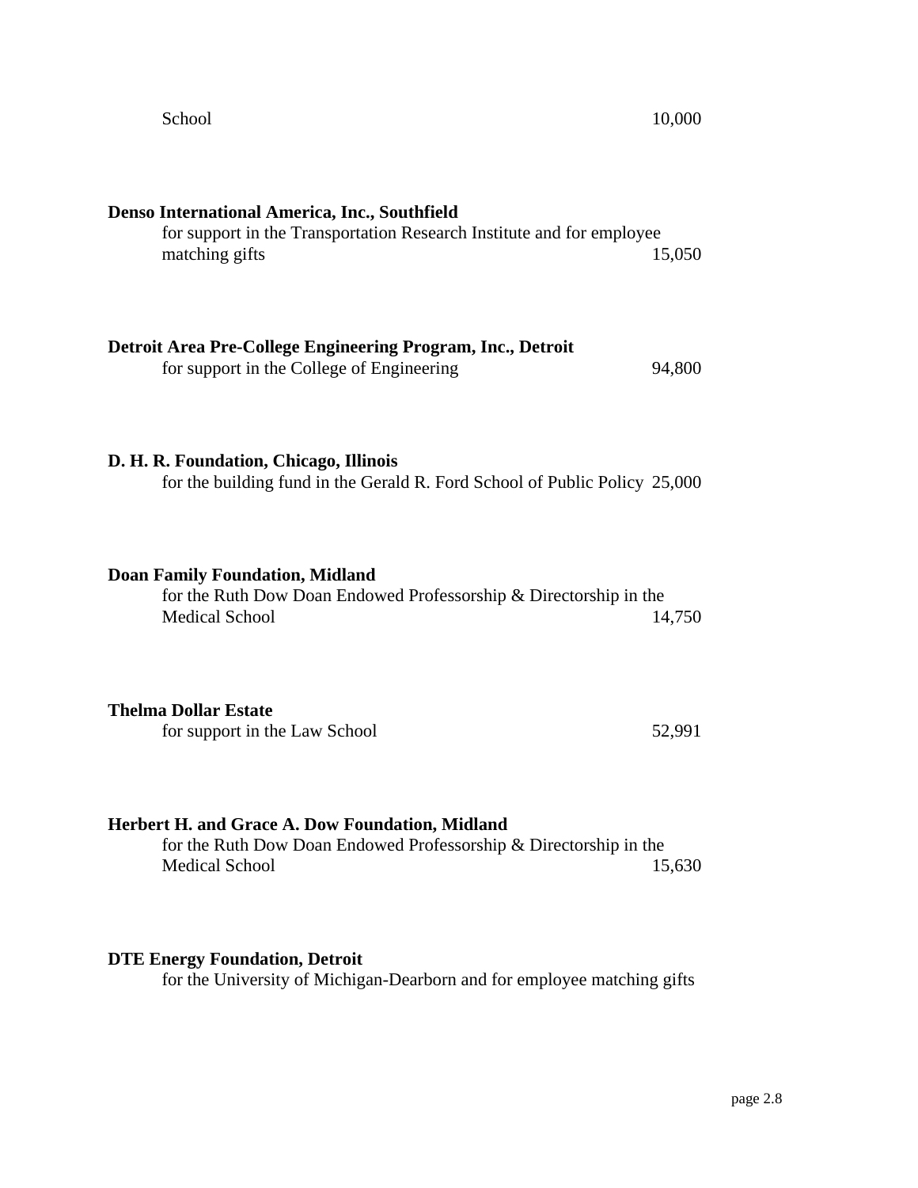School 10,000

**Denso International America, Inc., Southfield**
for support in the Transportation Research Institute and for employee matching gifts 15,050

**Detroit Area Pre-College Engineering Program, Inc., Detroit**
for support in the College of Engineering 94,800

**D. H. R. Foundation, Chicago, Illinois**
for the building fund in the Gerald R. Ford School of Public Policy 25,000

**Doan Family Foundation, Midland**
for the Ruth Dow Doan Endowed Professorship & Directorship in the Medical School 14,750

**Thelma Dollar Estate**
for support in the Law School 52,991

**Herbert H. and Grace A. Dow Foundation, Midland**
for the Ruth Dow Doan Endowed Professorship & Directorship in the Medical School 15,630

**DTE Energy Foundation, Detroit**
for the University of Michigan-Dearborn and for employee matching gifts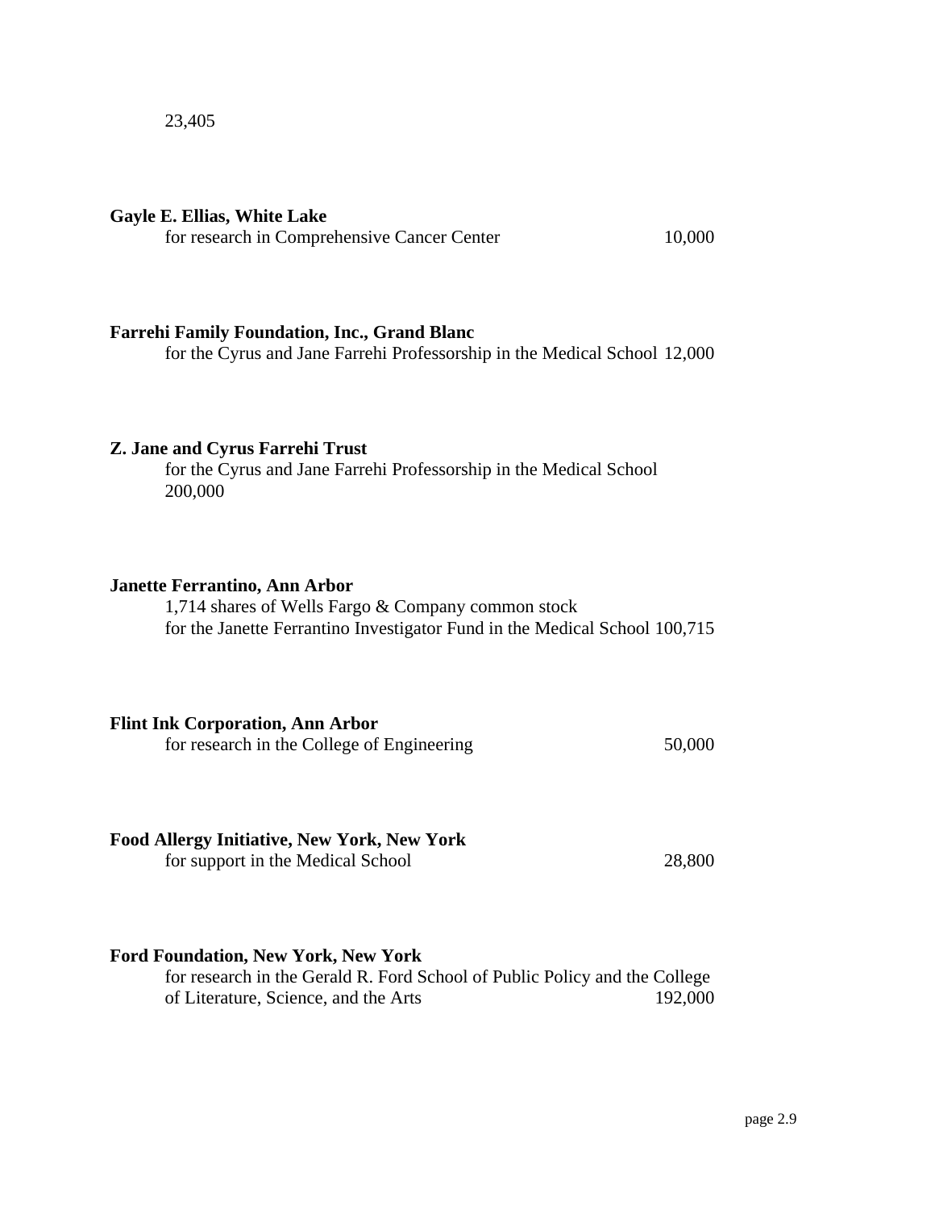23,405

**Gayle E. Ellias, White Lake**
for research in Comprehensive Cancer Center 10,000

**Farrehi Family Foundation, Inc., Grand Blanc**
for the Cyrus and Jane Farrehi Professorship in the Medical School 12,000

**Z. Jane and Cyrus Farrehi Trust**
for the Cyrus and Jane Farrehi Professorship in the Medical School
200,000

**Janette Ferrantino, Ann Arbor**
1,714 shares of Wells Fargo & Company common stock
for the Janette Ferrantino Investigator Fund in the Medical School 100,715

**Flint Ink Corporation, Ann Arbor**
for research in the College of Engineering 50,000

**Food Allergy Initiative, New York, New York**
for support in the Medical School 28,800

**Ford Foundation, New York, New York**
for research in the Gerald R. Ford School of Public Policy and the College of Literature, Science, and the Arts 192,000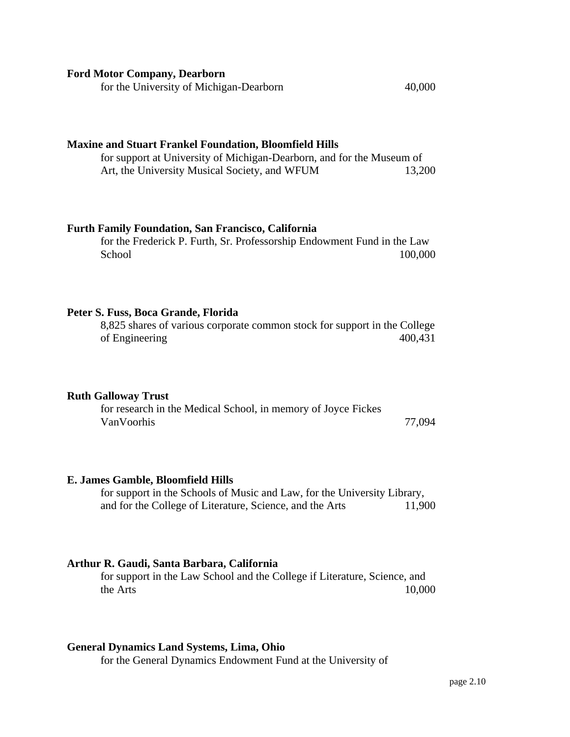**Ford Motor Company, Dearborn**

for the University of Michigan-Dearborn 40,000

**Maxine and Stuart Frankel Foundation, Bloomfield Hills**

for support at University of Michigan-Dearborn, and for the Museum of Art, the University Musical Society, and WFUM 13,200

**Furth Family Foundation, San Francisco, California**

for the Frederick P. Furth, Sr. Professorship Endowment Fund in the Law School 100,000

**Peter S. Fuss, Boca Grande, Florida**

8,825 shares of various corporate common stock for support in the College of Engineering 400,431

**Ruth Galloway Trust**

for research in the Medical School, in memory of Joyce Fickes VanVoorhis 77,094

**E. James Gamble, Bloomfield Hills**

for support in the Schools of Music and Law, for the University Library, and for the College of Literature, Science, and the Arts 11,900

**Arthur R. Gaudi, Santa Barbara, California**

for support in the Law School and the College if Literature, Science, and the Arts 10,000

**General Dynamics Land Systems, Lima, Ohio**

for the General Dynamics Endowment Fund at the University of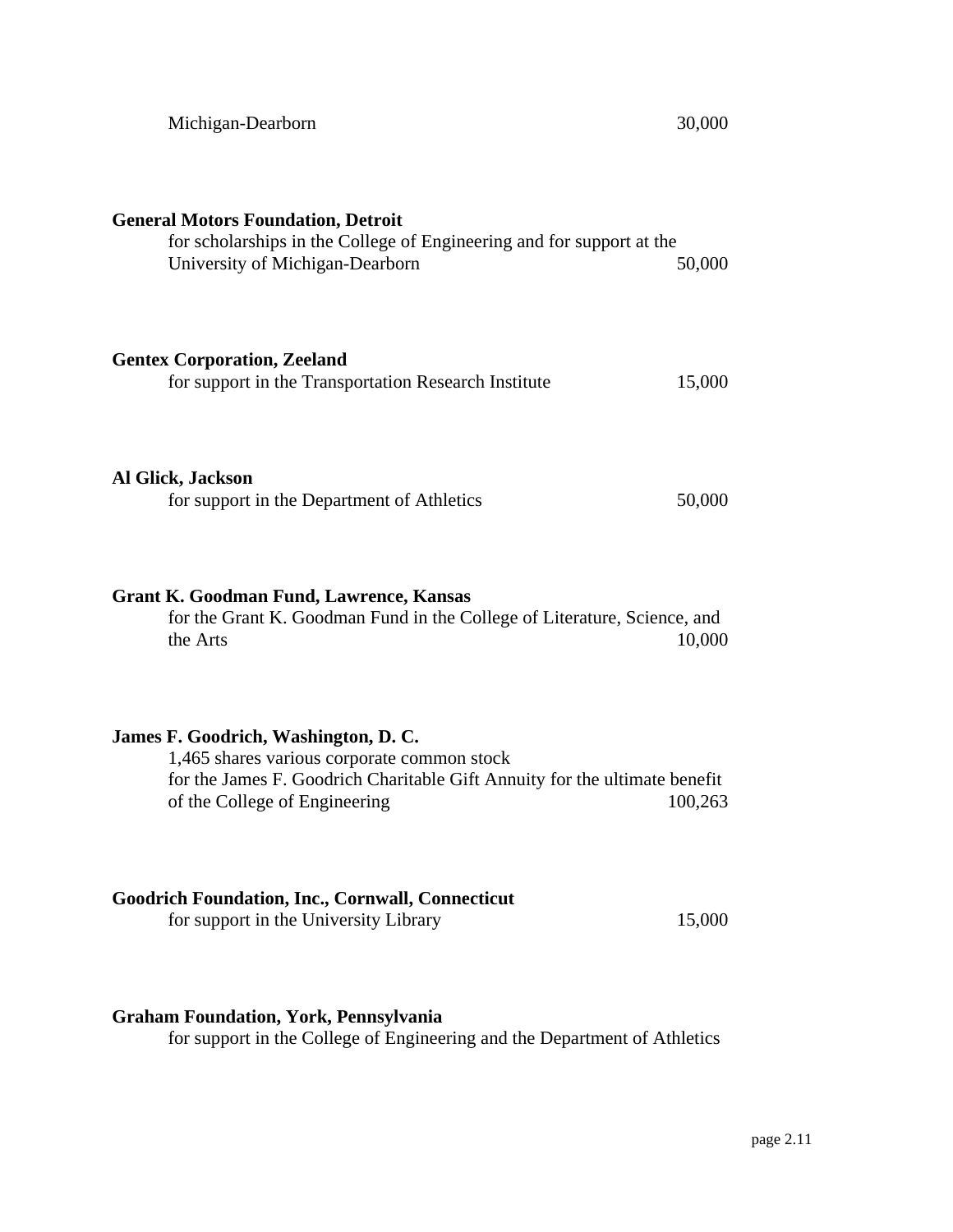Michigan-Dearborn 30,000

**General Motors Foundation, Detroit**
for scholarships in the College of Engineering and for support at the University of Michigan-Dearborn 50,000

**Gentex Corporation, Zeeland**
for support in the Transportation Research Institute 15,000

**Al Glick, Jackson**
for support in the Department of Athletics 50,000

**Grant K. Goodman Fund, Lawrence, Kansas**
for the Grant K. Goodman Fund in the College of Literature, Science, and the Arts 10,000

**James F. Goodrich, Washington, D. C.**
1,465 shares various corporate common stock
for the James F. Goodrich Charitable Gift Annuity for the ultimate benefit of the College of Engineering 100,263

**Goodrich Foundation, Inc., Cornwall, Connecticut**
for support in the University Library 15,000

**Graham Foundation, York, Pennsylvania**
for support in the College of Engineering and the Department of Athletics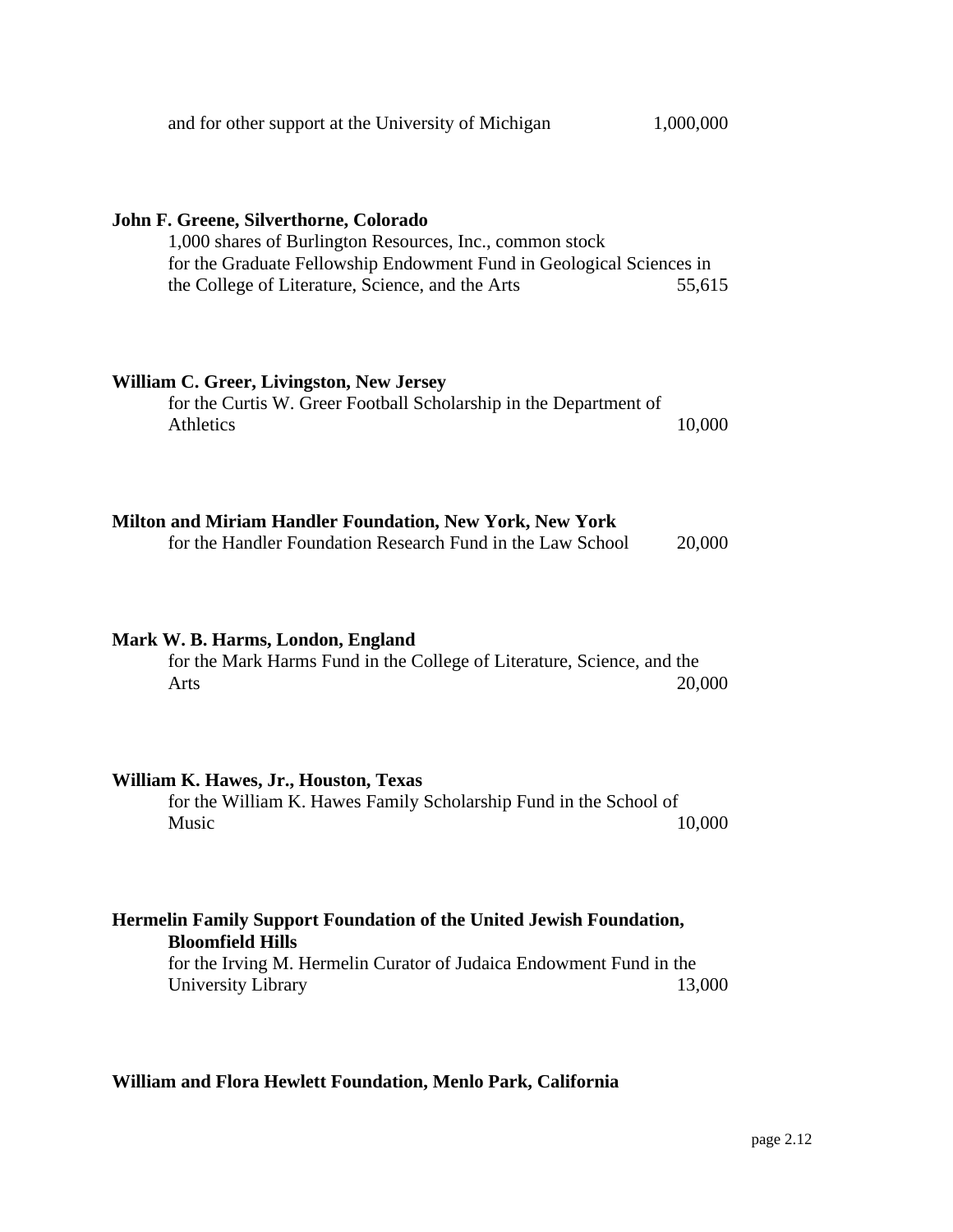and for other support at the University of Michigan 1,000,000

**John F. Greene, Silverthorne, Colorado**
1,000 shares of Burlington Resources, Inc., common stock for the Graduate Fellowship Endowment Fund in Geological Sciences in the College of Literature, Science, and the Arts 55,615

**William C. Greer, Livingston, New Jersey**
for the Curtis W. Greer Football Scholarship in the Department of Athletics 10,000

**Milton and Miriam Handler Foundation, New York, New York**
for the Handler Foundation Research Fund in the Law School 20,000

**Mark W. B. Harms, London, England**
for the Mark Harms Fund in the College of Literature, Science, and the Arts 20,000

**William K. Hawes, Jr., Houston, Texas**
for the William K. Hawes Family Scholarship Fund in the School of Music 10,000

**Hermelin Family Support Foundation of the United Jewish Foundation, Bloomfield Hills**
for the Irving M. Hermelin Curator of Judaica Endowment Fund in the University Library 13,000

**William and Flora Hewlett Foundation, Menlo Park, California**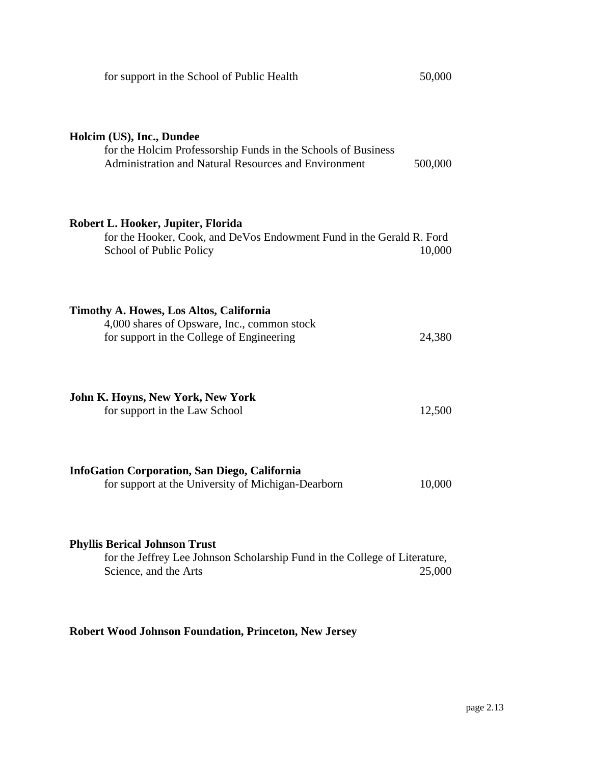for support in the School of Public Health 50,000

**Holcim (US), Inc., Dundee**
for the Holcim Professorship Funds in the Schools of Business Administration and Natural Resources and Environment 500,000

**Robert L. Hooker, Jupiter, Florida**
for the Hooker, Cook, and DeVos Endowment Fund in the Gerald R. Ford School of Public Policy 10,000

**Timothy A. Howes, Los Altos, California**
4,000 shares of Opsware, Inc., common stock for support in the College of Engineering 24,380

**John K. Hoyns, New York, New York**
for support in the Law School 12,500

**InfoGation Corporation, San Diego, California**
for support at the University of Michigan-Dearborn 10,000

**Phyllis Berical Johnson Trust**
for the Jeffrey Lee Johnson Scholarship Fund in the College of Literature, Science, and the Arts 25,000

**Robert Wood Johnson Foundation, Princeton, New Jersey**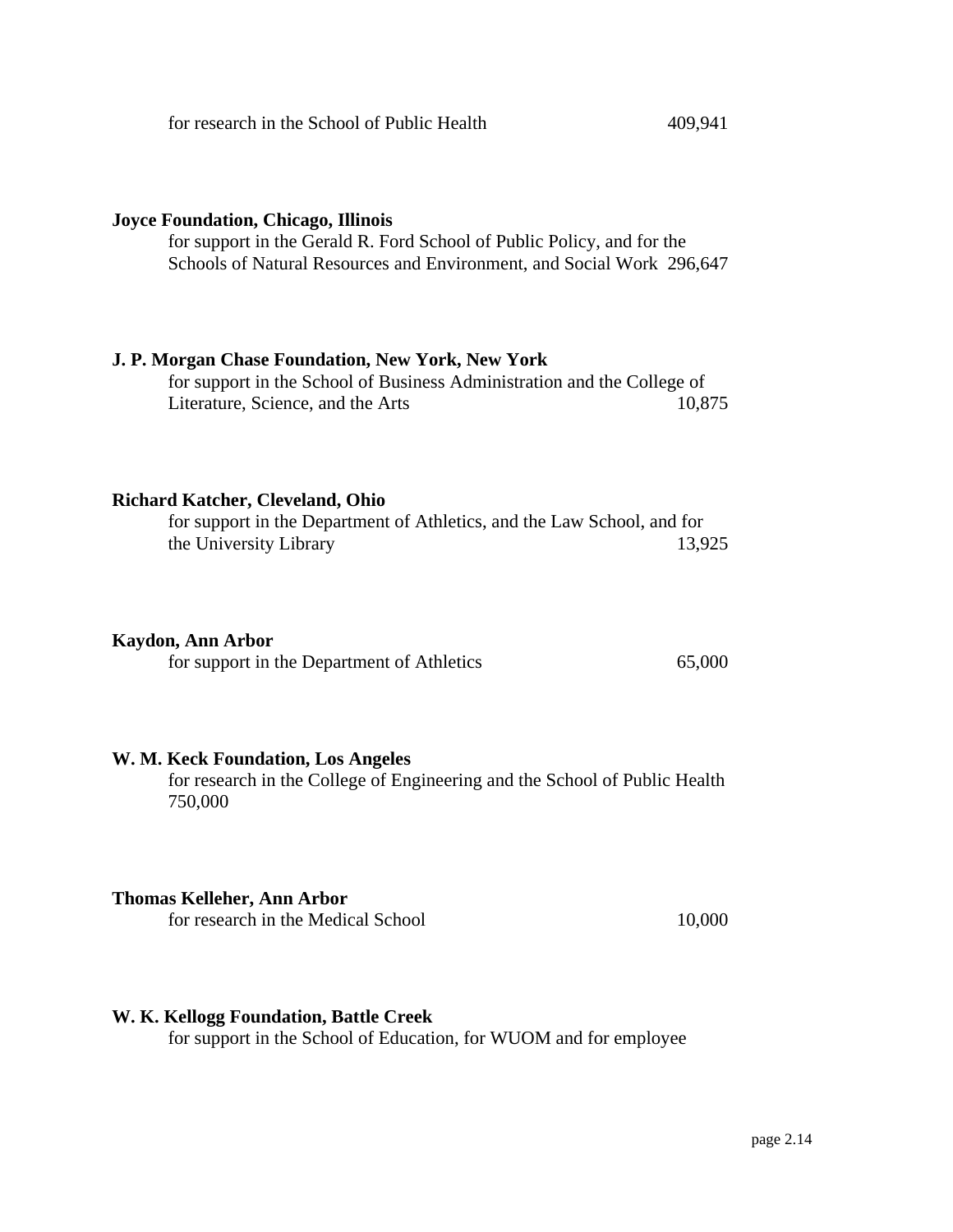for research in the School of Public Health 409,941

**Joyce Foundation, Chicago, Illinois**
for support in the Gerald R. Ford School of Public Policy, and for the Schools of Natural Resources and Environment, and Social Work 296,647

**J. P. Morgan Chase Foundation, New York, New York**
for support in the School of Business Administration and the College of Literature, Science, and the Arts 10,875

**Richard Katcher, Cleveland, Ohio**
for support in the Department of Athletics, and the Law School, and for the University Library 13,925

**Kaydon, Ann Arbor**
for support in the Department of Athletics 65,000

**W. M. Keck Foundation, Los Angeles**
for research in the College of Engineering and the School of Public Health 750,000

**Thomas Kelleher, Ann Arbor**
for research in the Medical School 10,000

**W. K. Kellogg Foundation, Battle Creek**
for support in the School of Education, for WUOM and for employee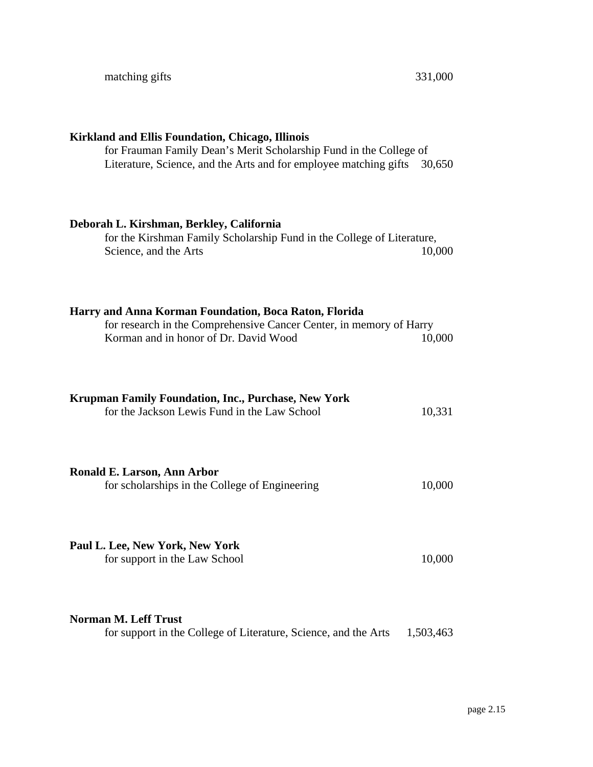matching gifts 331,000

**Kirkland and Ellis Foundation, Chicago, Illinois**
for Frauman Family Dean's Merit Scholarship Fund in the College of Literature, Science, and the Arts and for employee matching gifts 30,650

**Deborah L. Kirshman, Berkley, California**
for the Kirshman Family Scholarship Fund in the College of Literature, Science, and the Arts 10,000

**Harry and Anna Korman Foundation, Boca Raton, Florida**
for research in the Comprehensive Cancer Center, in memory of Harry Korman and in honor of Dr. David Wood 10,000

**Krupman Family Foundation, Inc., Purchase, New York**
for the Jackson Lewis Fund in the Law School 10,331

**Ronald E. Larson, Ann Arbor**
for scholarships in the College of Engineering 10,000

**Paul L. Lee, New York, New York**
for support in the Law School 10,000

**Norman M. Leff Trust**
for support in the College of Literature, Science, and the Arts 1,503,463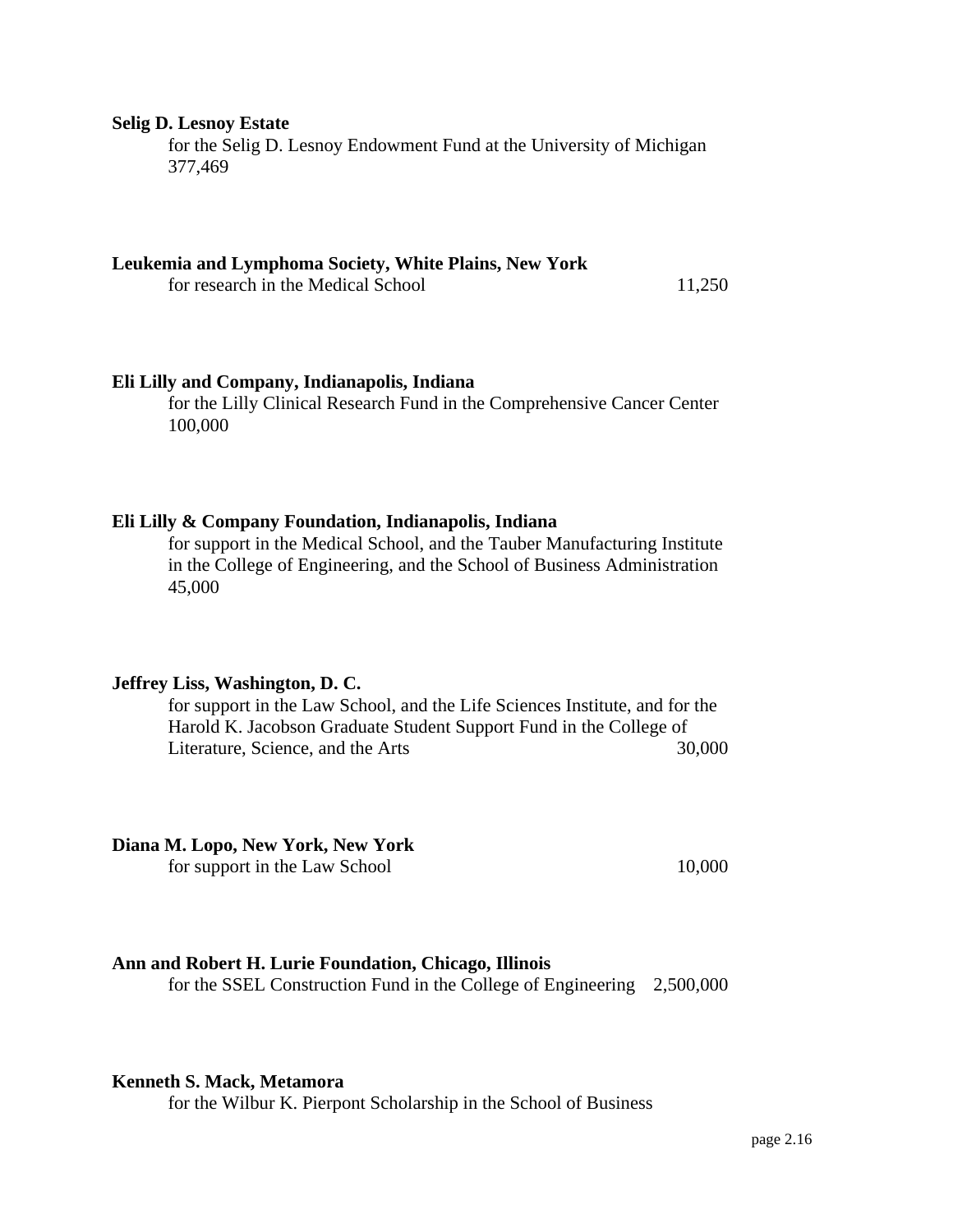**Selig D. Lesnoy Estate**
for the Selig D. Lesnoy Endowment Fund at the University of Michigan 377,469

**Leukemia and Lymphoma Society, White Plains, New York**
for research in the Medical School 11,250

**Eli Lilly and Company, Indianapolis, Indiana**
for the Lilly Clinical Research Fund in the Comprehensive Cancer Center 100,000

**Eli Lilly & Company Foundation, Indianapolis, Indiana**
for support in the Medical School, and the Tauber Manufacturing Institute in the College of Engineering, and the School of Business Administration 45,000

**Jeffrey Liss, Washington, D. C.**
for support in the Law School, and the Life Sciences Institute, and for the Harold K. Jacobson Graduate Student Support Fund in the College of Literature, Science, and the Arts 30,000

**Diana M. Lopo, New York, New York**
for support in the Law School 10,000

**Ann and Robert H. Lurie Foundation, Chicago, Illinois**
for the SSEL Construction Fund in the College of Engineering 2,500,000

**Kenneth S. Mack, Metamora**
for the Wilbur K. Pierpont Scholarship in the School of Business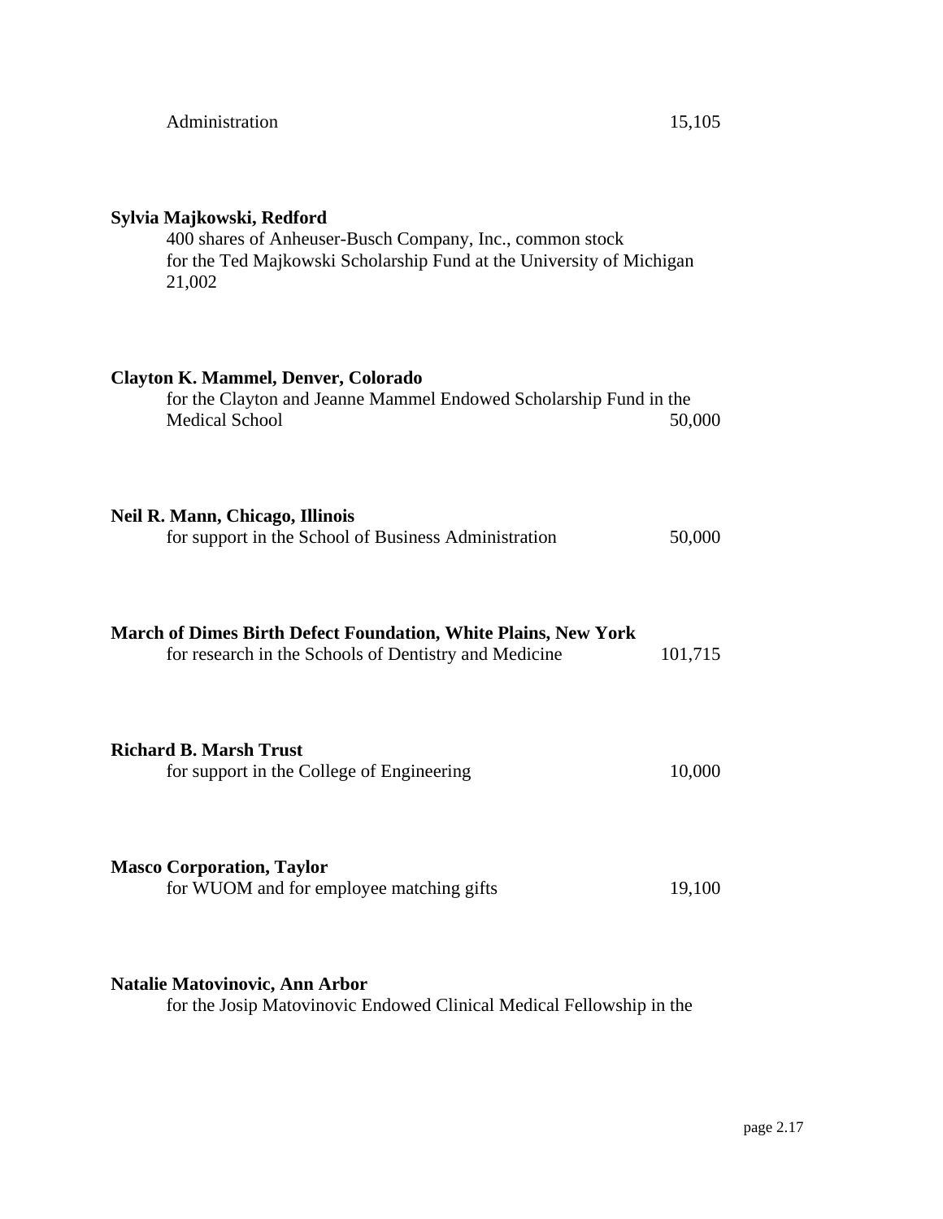Administration 15,105

**Sylvia Majkowski, Redford**
400 shares of Anheuser-Busch Company, Inc., common stock
for the Ted Majkowski Scholarship Fund at the University of Michigan
21,002

**Clayton K. Mammel, Denver, Colorado**
for the Clayton and Jeanne Mammel Endowed Scholarship Fund in the
Medical School 50,000

**Neil R. Mann, Chicago, Illinois**
for support in the School of Business Administration 50,000

**March of Dimes Birth Defect Foundation, White Plains, New York**
for research in the Schools of Dentistry and Medicine 101,715

**Richard B. Marsh Trust**
for support in the College of Engineering 10,000

**Masco Corporation, Taylor**
for WUOM and for employee matching gifts 19,100

**Natalie Matovinovic, Ann Arbor**
for the Josip Matovinovic Endowed Clinical Medical Fellowship in the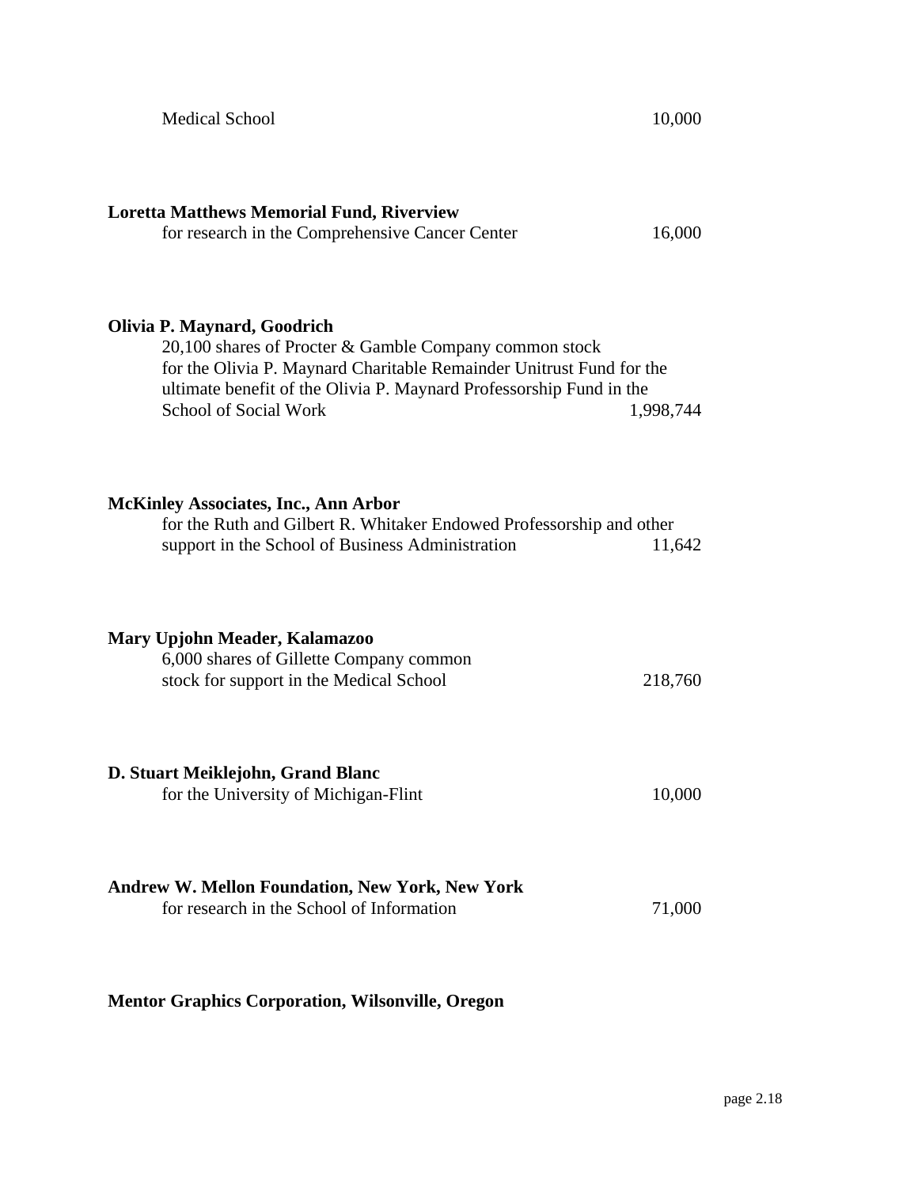Medical School 10,000

**Loretta Matthews Memorial Fund, Riverview**
for research in the Comprehensive Cancer Center 16,000

**Olivia P. Maynard, Goodrich**
20,100 shares of Procter & Gamble Company common stock for the Olivia P. Maynard Charitable Remainder Unitrust Fund for the ultimate benefit of the Olivia P. Maynard Professorship Fund in the School of Social Work 1,998,744

**McKinley Associates, Inc., Ann Arbor**
for the Ruth and Gilbert R. Whitaker Endowed Professorship and other support in the School of Business Administration 11,642

**Mary Upjohn Meader, Kalamazoo**
6,000 shares of Gillette Company common stock for support in the Medical School 218,760

**D. Stuart Meiklejohn, Grand Blanc**
for the University of Michigan-Flint 10,000

**Andrew W. Mellon Foundation, New York, New York**
for research in the School of Information 71,000

**Mentor Graphics Corporation, Wilsonville, Oregon**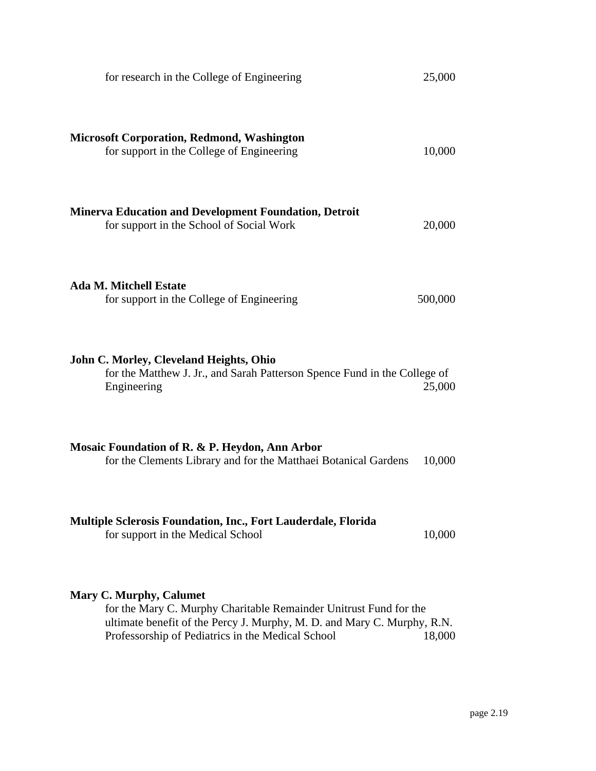for research in the College of Engineering 25,000

**Microsoft Corporation, Redmond, Washington**
for support in the College of Engineering 10,000

**Minerva Education and Development Foundation, Detroit**
for support in the School of Social Work 20,000

**Ada M. Mitchell Estate**
for support in the College of Engineering 500,000

**John C. Morley, Cleveland Heights, Ohio**
for the Matthew J. Jr., and Sarah Patterson Spence Fund in the College of Engineering 25,000

**Mosaic Foundation of R. & P. Heydon, Ann Arbor**
for the Clements Library and for the Matthaei Botanical Gardens 10,000

**Multiple Sclerosis Foundation, Inc., Fort Lauderdale, Florida**
for support in the Medical School 10,000

**Mary C. Murphy, Calumet**
for the Mary C. Murphy Charitable Remainder Unitrust Fund for the ultimate benefit of the Percy J. Murphy, M. D. and Mary C. Murphy, R.N. Professorship of Pediatrics in the Medical School 18,000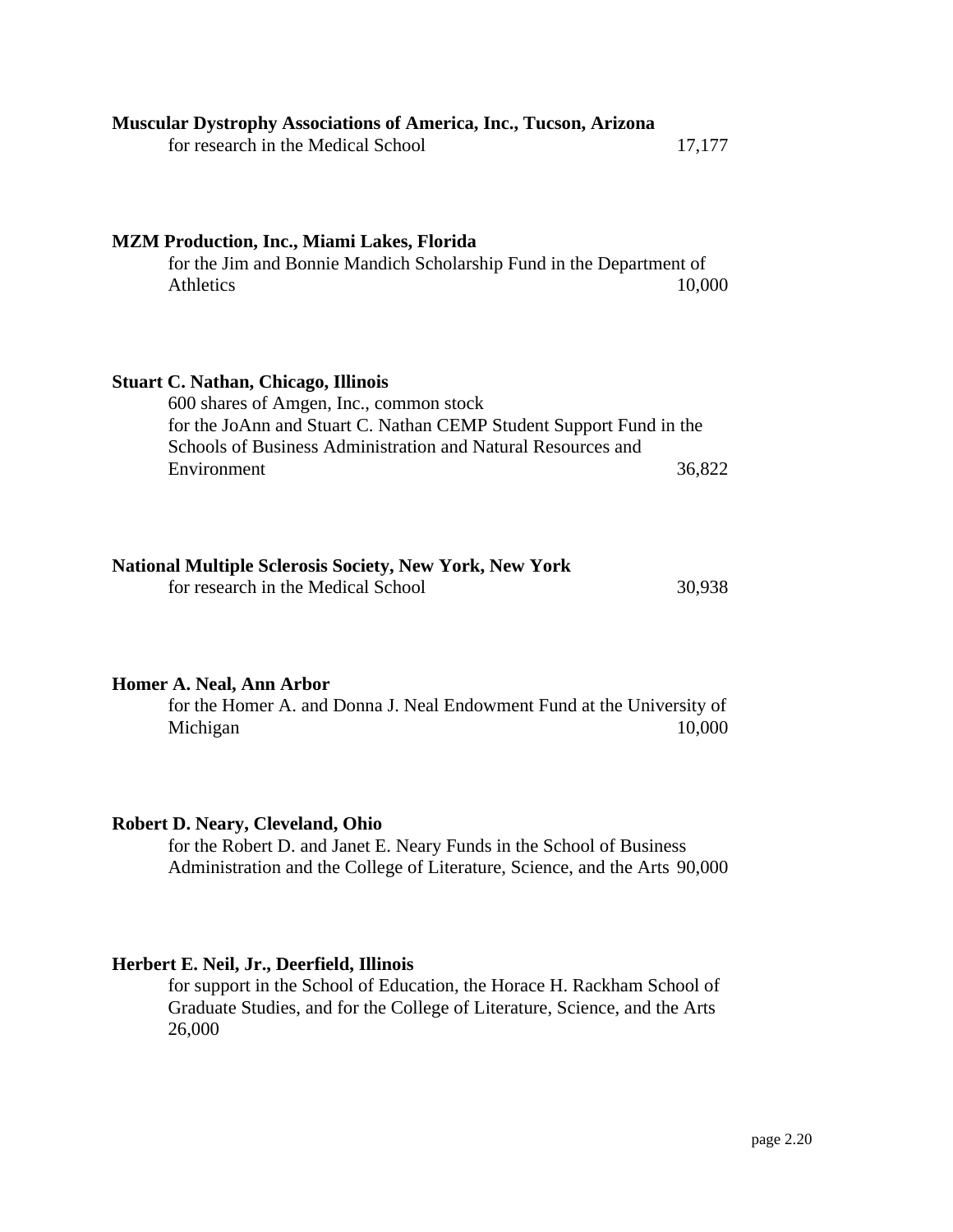**Muscular Dystrophy Associations of America, Inc., Tucson, Arizona**
for research in the Medical School 17,177

**MZM Production, Inc., Miami Lakes, Florida**
for the Jim and Bonnie Mandich Scholarship Fund in the Department of Athletics 10,000

**Stuart C. Nathan, Chicago, Illinois**
600 shares of Amgen, Inc., common stock
for the JoAnn and Stuart C. Nathan CEMP Student Support Fund in the Schools of Business Administration and Natural Resources and Environment 36,822

**National Multiple Sclerosis Society, New York, New York**
for research in the Medical School 30,938

**Homer A. Neal, Ann Arbor**
for the Homer A. and Donna J. Neal Endowment Fund at the University of Michigan 10,000

**Robert D. Neary, Cleveland, Ohio**
for the Robert D. and Janet E. Neary Funds in the School of Business Administration and the College of Literature, Science, and the Arts 90,000

**Herbert E. Neil, Jr., Deerfield, Illinois**
for support in the School of Education, the Horace H. Rackham School of Graduate Studies, and for the College of Literature, Science, and the Arts 26,000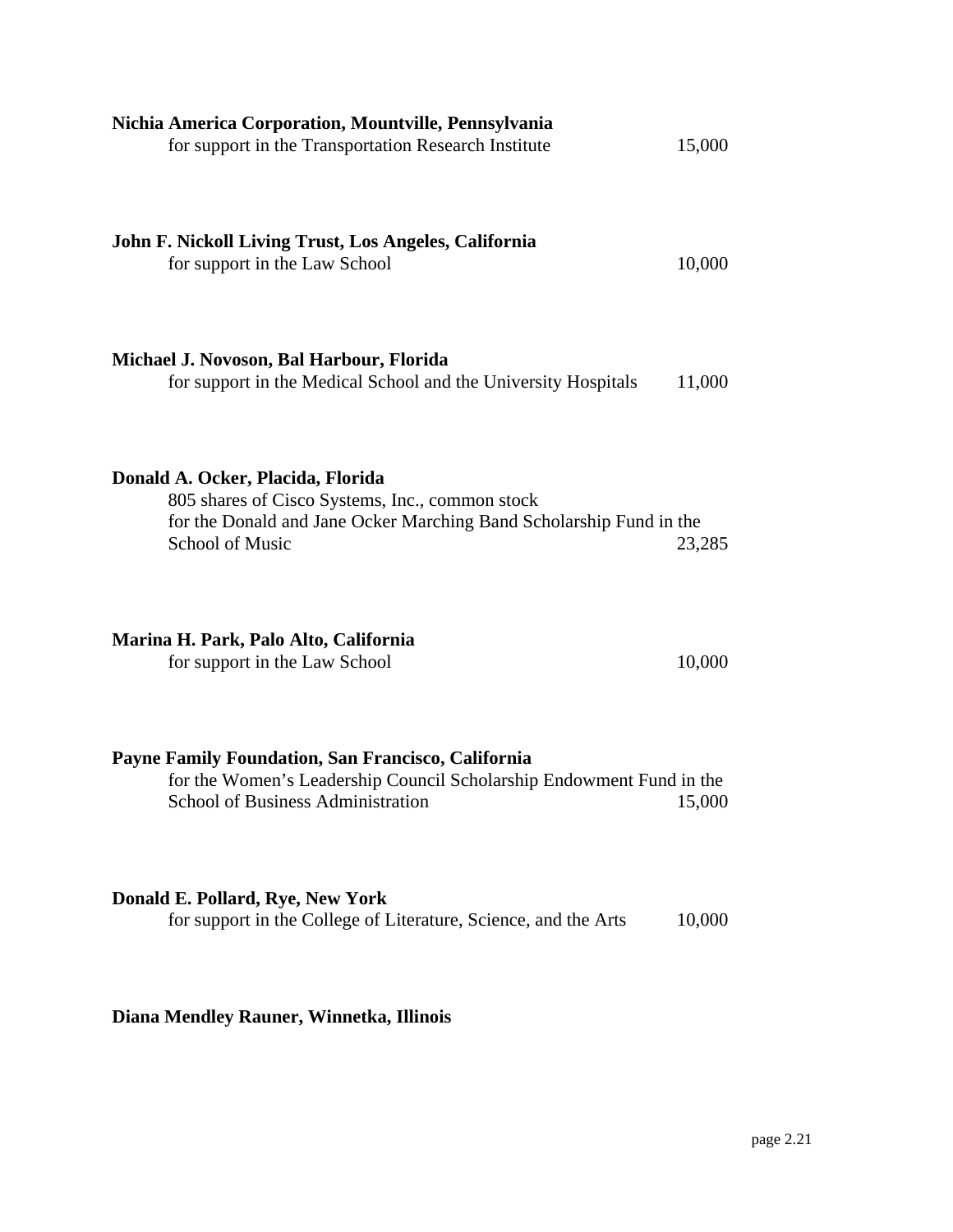**Nichia America Corporation, Mountville, Pennsylvania**
for support in the Transportation Research Institute 15,000

**John F. Nickoll Living Trust, Los Angeles, California**
for support in the Law School 10,000

**Michael J. Novoson, Bal Harbour, Florida**
for support in the Medical School and the University Hospitals 11,000

**Donald A. Ocker, Placida, Florida**
805 shares of Cisco Systems, Inc., common stock
for the Donald and Jane Ocker Marching Band Scholarship Fund in the School of Music 23,285

**Marina H. Park, Palo Alto, California**
for support in the Law School 10,000

**Payne Family Foundation, San Francisco, California**
for the Women's Leadership Council Scholarship Endowment Fund in the School of Business Administration 15,000

**Donald E. Pollard, Rye, New York**
for support in the College of Literature, Science, and the Arts 10,000

**Diana Mendley Rauner, Winnetka, Illinois**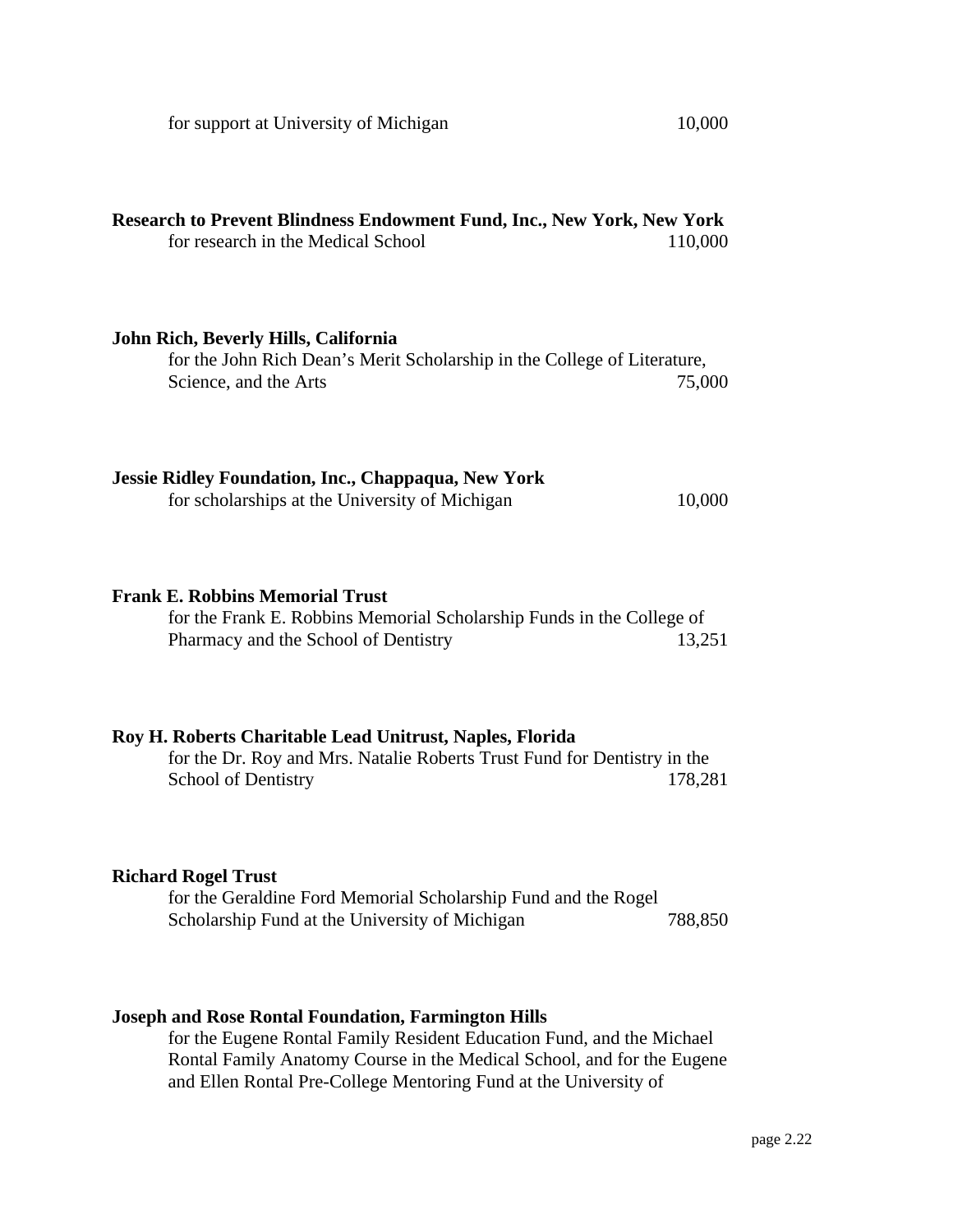for support at University of Michigan 10,000

**Research to Prevent Blindness Endowment Fund, Inc., New York, New York**
for research in the Medical School 110,000

**John Rich, Beverly Hills, California**
for the John Rich Dean's Merit Scholarship in the College of Literature, Science, and the Arts 75,000

**Jessie Ridley Foundation, Inc., Chappaqua, New York**
for scholarships at the University of Michigan 10,000

**Frank E. Robbins Memorial Trust**
for the Frank E. Robbins Memorial Scholarship Funds in the College of Pharmacy and the School of Dentistry 13,251

**Roy H. Roberts Charitable Lead Unitrust, Naples, Florida**
for the Dr. Roy and Mrs. Natalie Roberts Trust Fund for Dentistry in the School of Dentistry 178,281

**Richard Rogel Trust**
for the Geraldine Ford Memorial Scholarship Fund and the Rogel Scholarship Fund at the University of Michigan 788,850

**Joseph and Rose Rontal Foundation, Farmington Hills**
for the Eugene Rontal Family Resident Education Fund, and the Michael Rontal Family Anatomy Course in the Medical School, and for the Eugene and Ellen Rontal Pre-College Mentoring Fund at the University of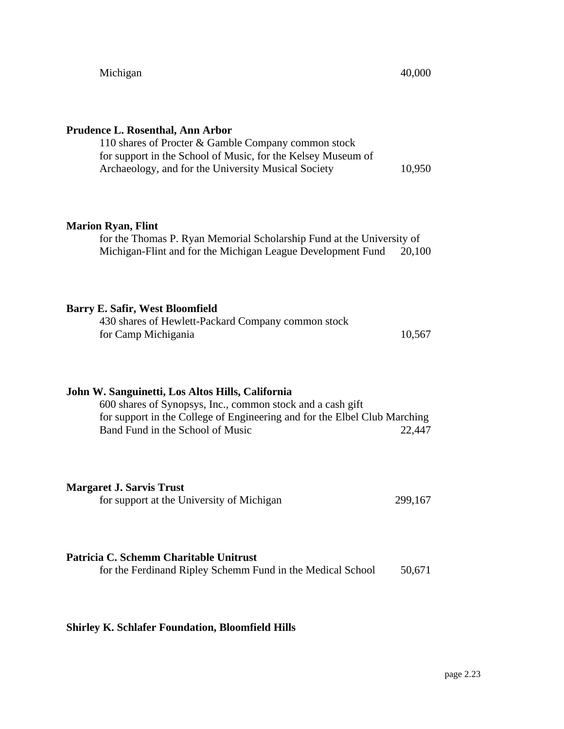Michigan 40,000

**Prudence L. Rosenthal, Ann Arbor**
110 shares of Procter & Gamble Company common stock for support in the School of Music, for the Kelsey Museum of Archaeology, and for the University Musical Society 10,950

**Marion Ryan, Flint**
for the Thomas P. Ryan Memorial Scholarship Fund at the University of Michigan-Flint and for the Michigan League Development Fund 20,100

**Barry E. Safir, West Bloomfield**
430 shares of Hewlett-Packard Company common stock for Camp Michigania 10,567

**John W. Sanguinetti, Los Altos Hills, California**
600 shares of Synopsys, Inc., common stock and a cash gift for support in the College of Engineering and for the Elbel Club Marching Band Fund in the School of Music 22,447

**Margaret J. Sarvis Trust**
for support at the University of Michigan 299,167

**Patricia C. Schemm Charitable Unitrust**
for the Ferdinand Ripley Schemm Fund in the Medical School 50,671

**Shirley K. Schlafer Foundation, Bloomfield Hills**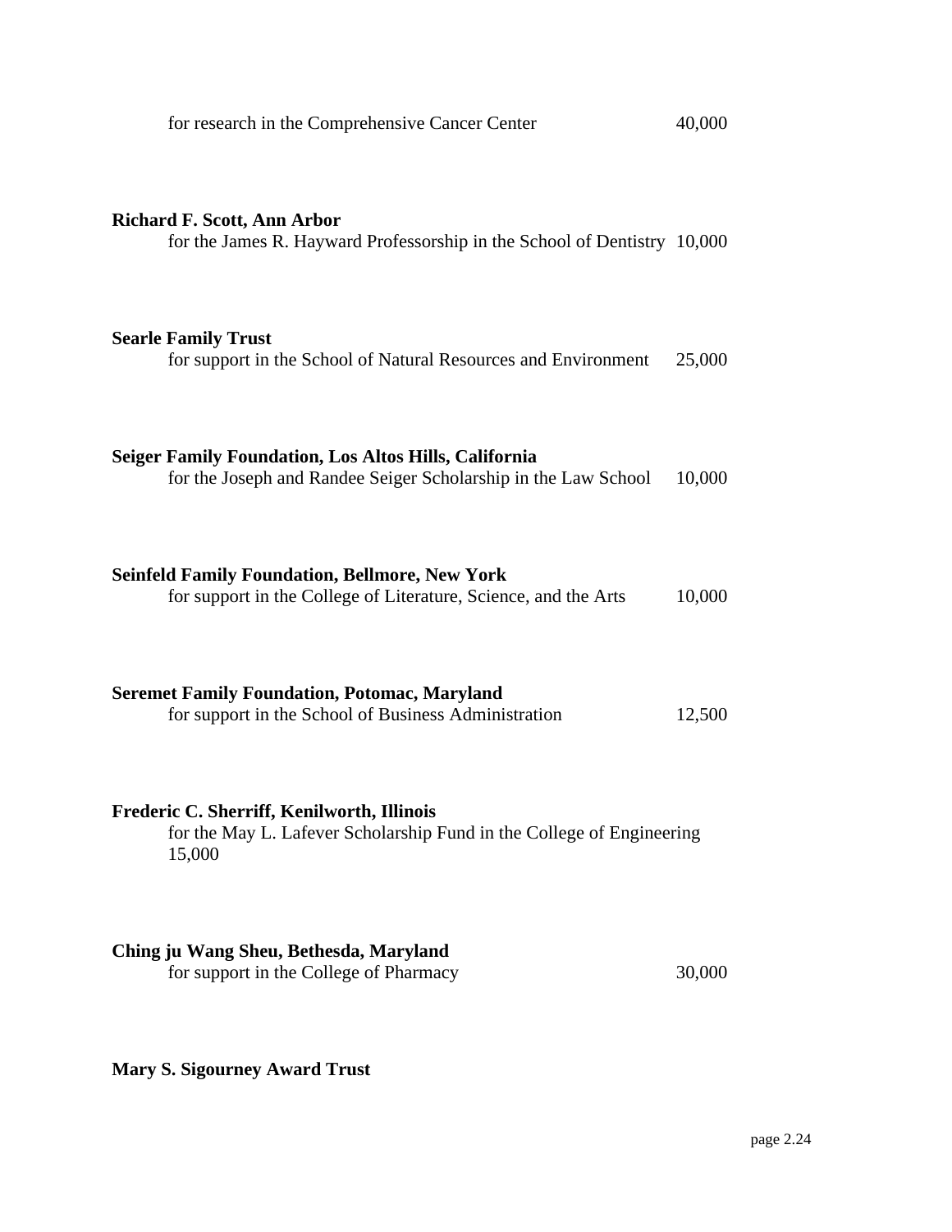for research in the Comprehensive Cancer Center 40,000

**Richard F. Scott, Ann Arbor**
for the James R. Hayward Professorship in the School of Dentistry 10,000

**Searle Family Trust**
for support in the School of Natural Resources and Environment 25,000

**Seiger Family Foundation, Los Altos Hills, California**
for the Joseph and Randee Seiger Scholarship in the Law School 10,000

**Seinfeld Family Foundation, Bellmore, New York**
for support in the College of Literature, Science, and the Arts 10,000

**Seremet Family Foundation, Potomac, Maryland**
for support in the School of Business Administration 12,500

**Frederic C. Sherriff, Kenilworth, Illinois**
for the May L. Lafever Scholarship Fund in the College of Engineering 15,000

**Ching ju Wang Sheu, Bethesda, Maryland**
for support in the College of Pharmacy 30,000

**Mary S. Sigourney Award Trust**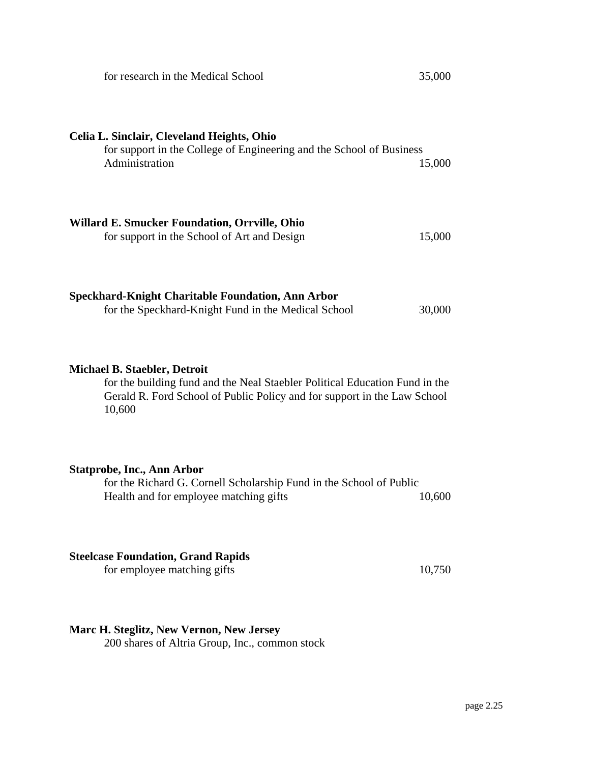for research in the Medical School 35,000

**Celia L. Sinclair, Cleveland Heights, Ohio**
for support in the College of Engineering and the School of Business Administration 15,000

**Willard E. Smucker Foundation, Orrville, Ohio**
for support in the School of Art and Design 15,000

**Speckhard-Knight Charitable Foundation, Ann Arbor**
for the Speckhard-Knight Fund in the Medical School 30,000

**Michael B. Staebler, Detroit**
for the building fund and the Neal Staebler Political Education Fund in the Gerald R. Ford School of Public Policy and for support in the Law School 10,600

**Statprobe, Inc., Ann Arbor**
for the Richard G. Cornell Scholarship Fund in the School of Public Health and for employee matching gifts 10,600

**Steelcase Foundation, Grand Rapids**
for employee matching gifts 10,750

**Marc H. Steglitz, New Vernon, New Jersey**
200 shares of Altria Group, Inc., common stock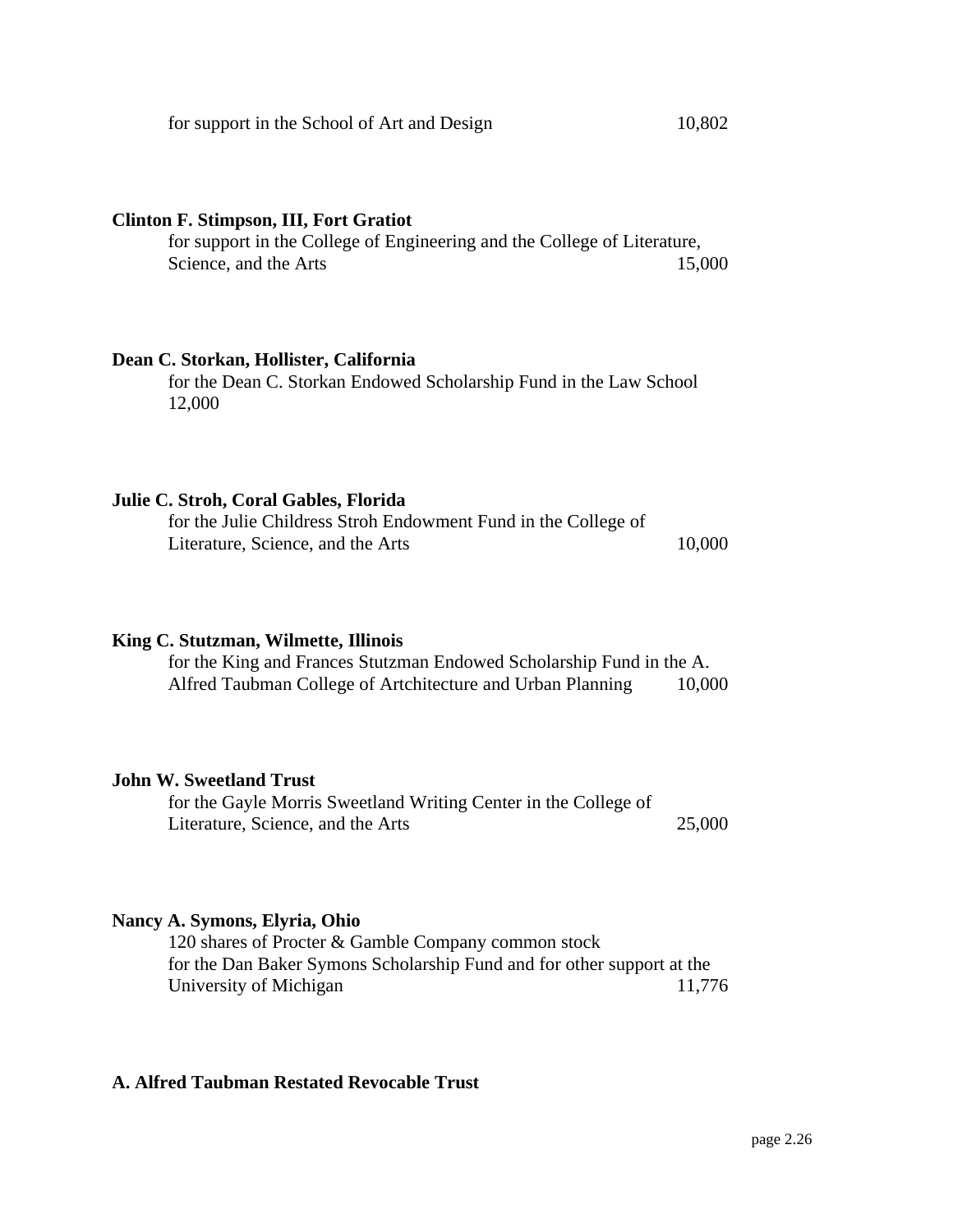for support in the School of Art and Design 10,802

**Clinton F. Stimpson, III, Fort Gratiot**

for support in the College of Engineering and the College of Literature, Science, and the Arts 15,000

**Dean C. Storkan, Hollister, California**

for the Dean C. Storkan Endowed Scholarship Fund in the Law School 12,000

**Julie C. Stroh, Coral Gables, Florida**

for the Julie Childress Stroh Endowment Fund in the College of Literature, Science, and the Arts 10,000

**King C. Stutzman, Wilmette, Illinois**

for the King and Frances Stutzman Endowed Scholarship Fund in the A. Alfred Taubman College of Artchitecture and Urban Planning 10,000

**John W. Sweetland Trust**

for the Gayle Morris Sweetland Writing Center in the College of Literature, Science, and the Arts 25,000

**Nancy A. Symons, Elyria, Ohio**

120 shares of Procter & Gamble Company common stock
for the Dan Baker Symons Scholarship Fund and for other support at the University of Michigan 11,776

**A. Alfred Taubman Restated Revocable Trust**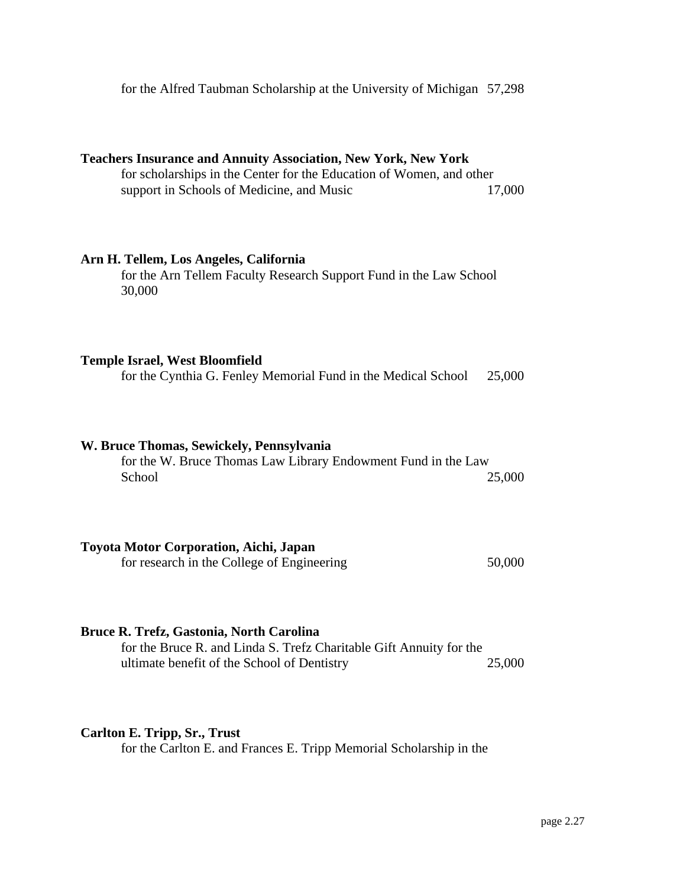for the Alfred Taubman Scholarship at the University of Michigan 57,298

**Teachers Insurance and Annuity Association, New York, New York**
for scholarships in the Center for the Education of Women, and other support in Schools of Medicine, and Music 17,000

**Arn H. Tellem, Los Angeles, California**
for the Arn Tellem Faculty Research Support Fund in the Law School 30,000

**Temple Israel, West Bloomfield**
for the Cynthia G. Fenley Memorial Fund in the Medical School 25,000

**W. Bruce Thomas, Sewickely, Pennsylvania**
for the W. Bruce Thomas Law Library Endowment Fund in the Law School 25,000

**Toyota Motor Corporation, Aichi, Japan**
for research in the College of Engineering 50,000

**Bruce R. Trefz, Gastonia, North Carolina**
for the Bruce R. and Linda S. Trefz Charitable Gift Annuity for the ultimate benefit of the School of Dentistry 25,000

**Carlton E. Tripp, Sr., Trust**
for the Carlton E. and Frances E. Tripp Memorial Scholarship in the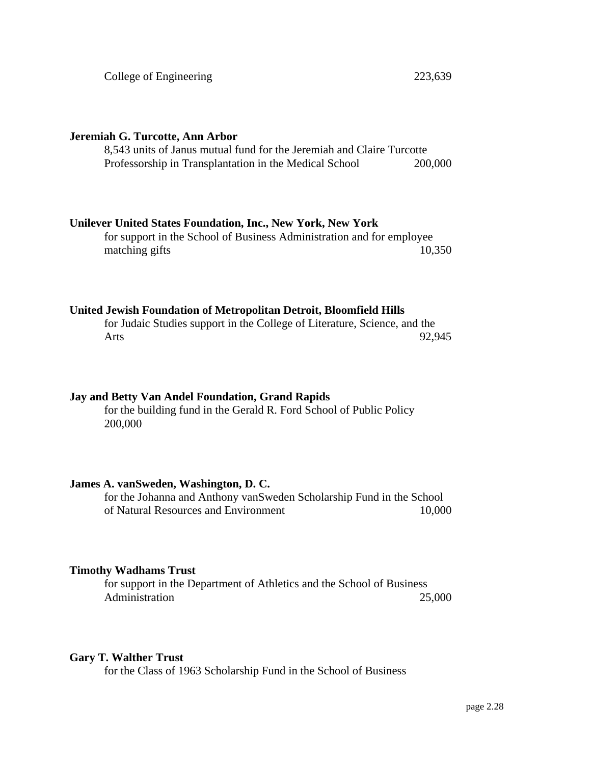College of Engineering 223,639

**Jeremiah G. Turcotte, Ann Arbor**
8,543 units of Janus mutual fund for the Jeremiah and Claire Turcotte Professorship in Transplantation in the Medical School 200,000

**Unilever United States Foundation, Inc., New York, New York**
for support in the School of Business Administration and for employee matching gifts 10,350

**United Jewish Foundation of Metropolitan Detroit, Bloomfield Hills**
for Judaic Studies support in the College of Literature, Science, and the Arts 92,945

**Jay and Betty Van Andel Foundation, Grand Rapids**
for the building fund in the Gerald R. Ford School of Public Policy 200,000

**James A. vanSweden, Washington, D. C.**
for the Johanna and Anthony vanSweden Scholarship Fund in the School of Natural Resources and Environment 10,000

**Timothy Wadhams Trust**
for support in the Department of Athletics and the School of Business Administration 25,000

**Gary T. Walther Trust**
for the Class of 1963 Scholarship Fund in the School of Business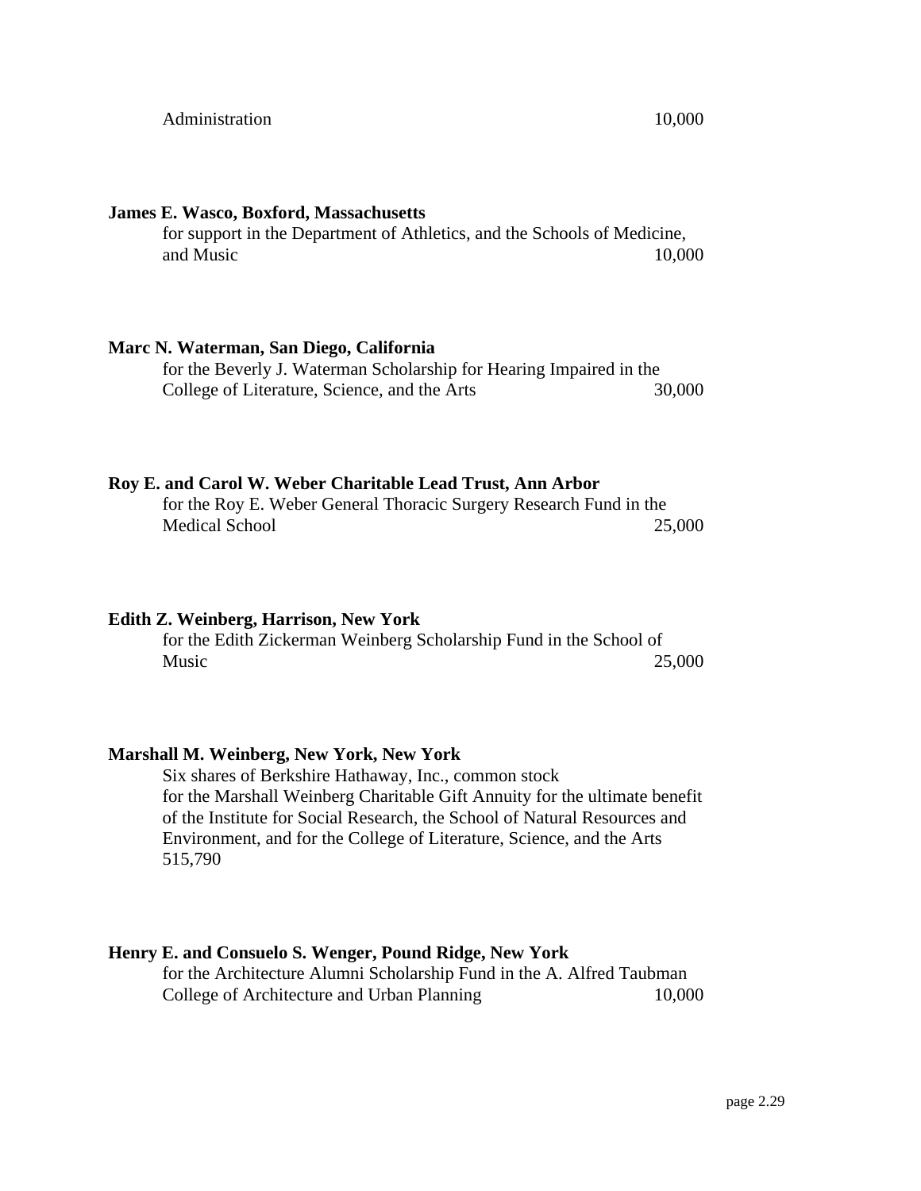Administration 10,000

**James E. Wasco, Boxford, Massachusetts**
for support in the Department of Athletics, and the Schools of Medicine, and Music 10,000

**Marc N. Waterman, San Diego, California**
for the Beverly J. Waterman Scholarship for Hearing Impaired in the College of Literature, Science, and the Arts 30,000

**Roy E. and Carol W. Weber Charitable Lead Trust, Ann Arbor**
for the Roy E. Weber General Thoracic Surgery Research Fund in the Medical School 25,000

**Edith Z. Weinberg, Harrison, New York**
for the Edith Zickerman Weinberg Scholarship Fund in the School of Music 25,000

**Marshall M. Weinberg, New York, New York**
Six shares of Berkshire Hathaway, Inc., common stock
for the Marshall Weinberg Charitable Gift Annuity for the ultimate benefit of the Institute for Social Research, the School of Natural Resources and Environment, and for the College of Literature, Science, and the Arts
515,790

**Henry E. and Consuelo S. Wenger, Pound Ridge, New York**
for the Architecture Alumni Scholarship Fund in the A. Alfred Taubman College of Architecture and Urban Planning 10,000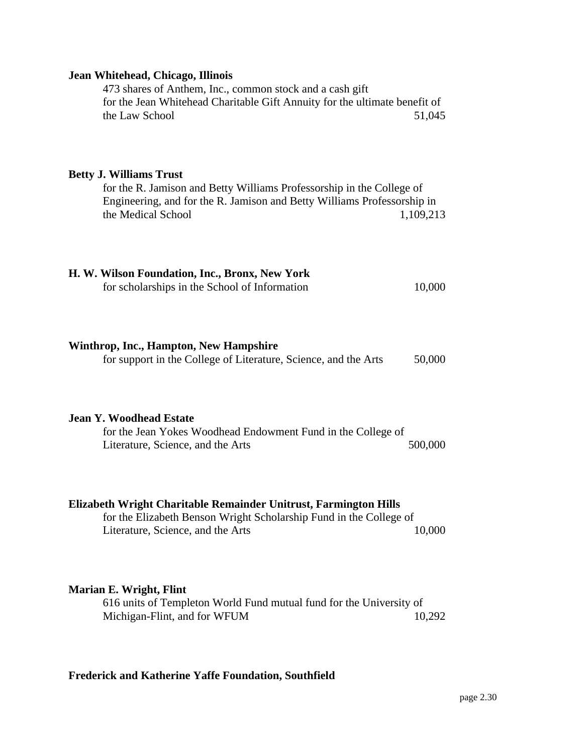**Jean Whitehead, Chicago, Illinois**

473 shares of Anthem, Inc., common stock and a cash gift for the Jean Whitehead Charitable Gift Annuity for the ultimate benefit of the Law School 51,045

**Betty J. Williams Trust**

for the R. Jamison and Betty Williams Professorship in the College of Engineering, and for the R. Jamison and Betty Williams Professorship in the Medical School 1,109,213

**H. W. Wilson Foundation, Inc., Bronx, New York**

for scholarships in the School of Information 10,000

**Winthrop, Inc., Hampton, New Hampshire**

for support in the College of Literature, Science, and the Arts 50,000

**Jean Y. Woodhead Estate**

for the Jean Yokes Woodhead Endowment Fund in the College of Literature, Science, and the Arts 500,000

**Elizabeth Wright Charitable Remainder Unitrust, Farmington Hills**

for the Elizabeth Benson Wright Scholarship Fund in the College of Literature, Science, and the Arts 10,000

**Marian E. Wright, Flint**

616 units of Templeton World Fund mutual fund for the University of Michigan-Flint, and for WFUM 10,292

**Frederick and Katherine Yaffe Foundation, Southfield**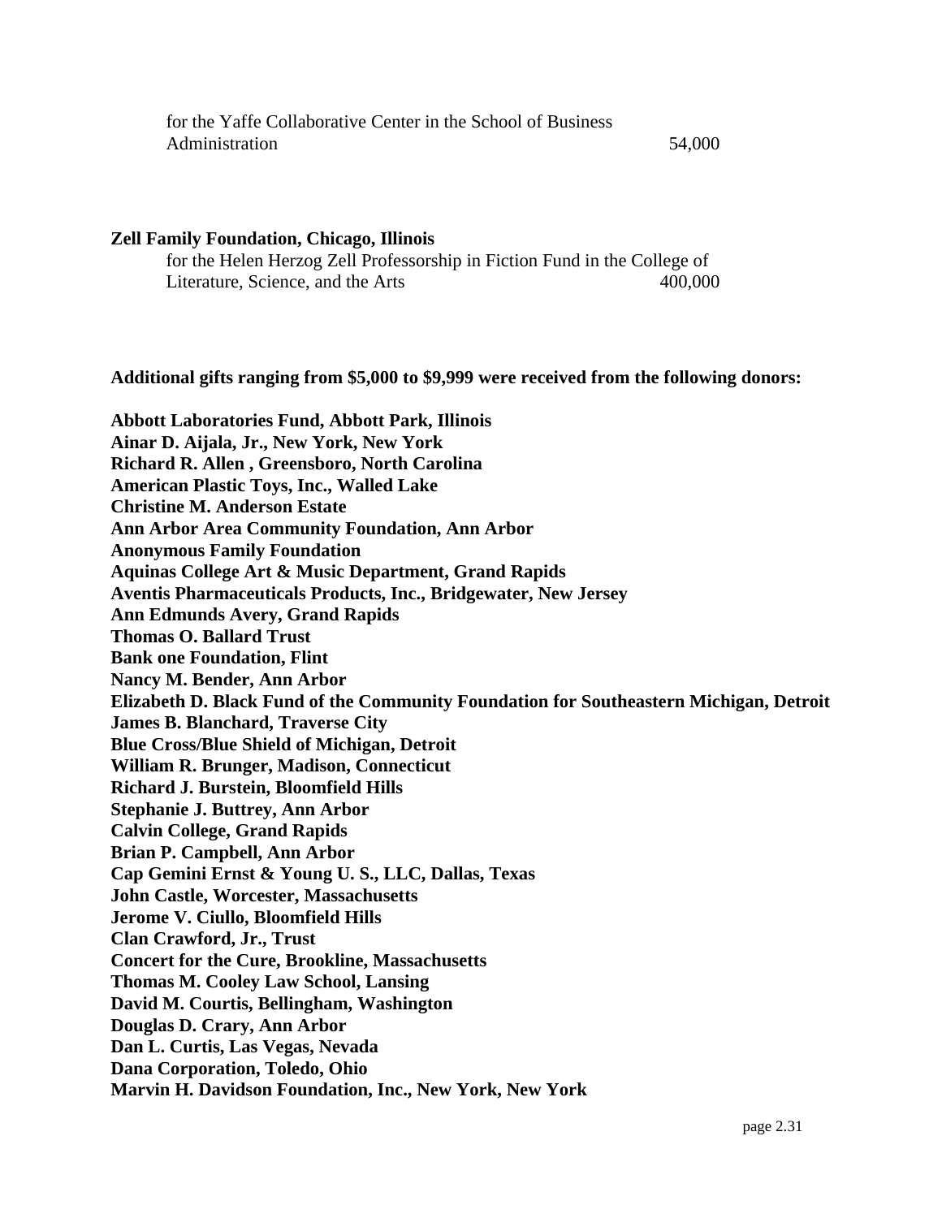for the Yaffe Collaborative Center in the School of Business Administration 54,000

**Zell Family Foundation, Chicago, Illinois**

for the Helen Herzog Zell Professorship in Fiction Fund in the College of Literature, Science, and the Arts 400,000

**Additional gifts ranging from $5,000 to $9,999 were received from the following donors:**

**Abbott Laboratories Fund, Abbott Park, Illinois**
**Ainar D. Aijala, Jr., New York, New York**
**Richard R. Allen , Greensboro, North Carolina**
**American Plastic Toys, Inc., Walled Lake**
**Christine M. Anderson Estate**
**Ann Arbor Area Community Foundation, Ann Arbor**
**Anonymous Family Foundation**
**Aquinas College Art & Music Department, Grand Rapids**
**Aventis Pharmaceuticals Products, Inc., Bridgewater, New Jersey**
**Ann Edmunds Avery, Grand Rapids**
**Thomas O. Ballard Trust**
**Bank one Foundation, Flint**
**Nancy M. Bender, Ann Arbor**
**Elizabeth D. Black Fund of the Community Foundation for Southeastern Michigan, Detroit**
**James B. Blanchard, Traverse City**
**Blue Cross/Blue Shield of Michigan, Detroit**
**William R. Brunger, Madison, Connecticut**
**Richard J. Burstein, Bloomfield Hills**
**Stephanie J. Buttrey, Ann Arbor**
**Calvin College, Grand Rapids**
**Brian P. Campbell, Ann Arbor**
**Cap Gemini Ernst & Young U. S., LLC, Dallas, Texas**
**John Castle, Worcester, Massachusetts**
**Jerome V. Ciullo, Bloomfield Hills**
**Clan Crawford, Jr., Trust**
**Concert for the Cure, Brookline, Massachusetts**
**Thomas M. Cooley Law School, Lansing**
**David M. Courtis, Bellingham, Washington**
**Douglas D. Crary, Ann Arbor**
**Dan L. Curtis, Las Vegas, Nevada**
**Dana Corporation, Toledo, Ohio**
**Marvin H. Davidson Foundation, Inc., New York, New York**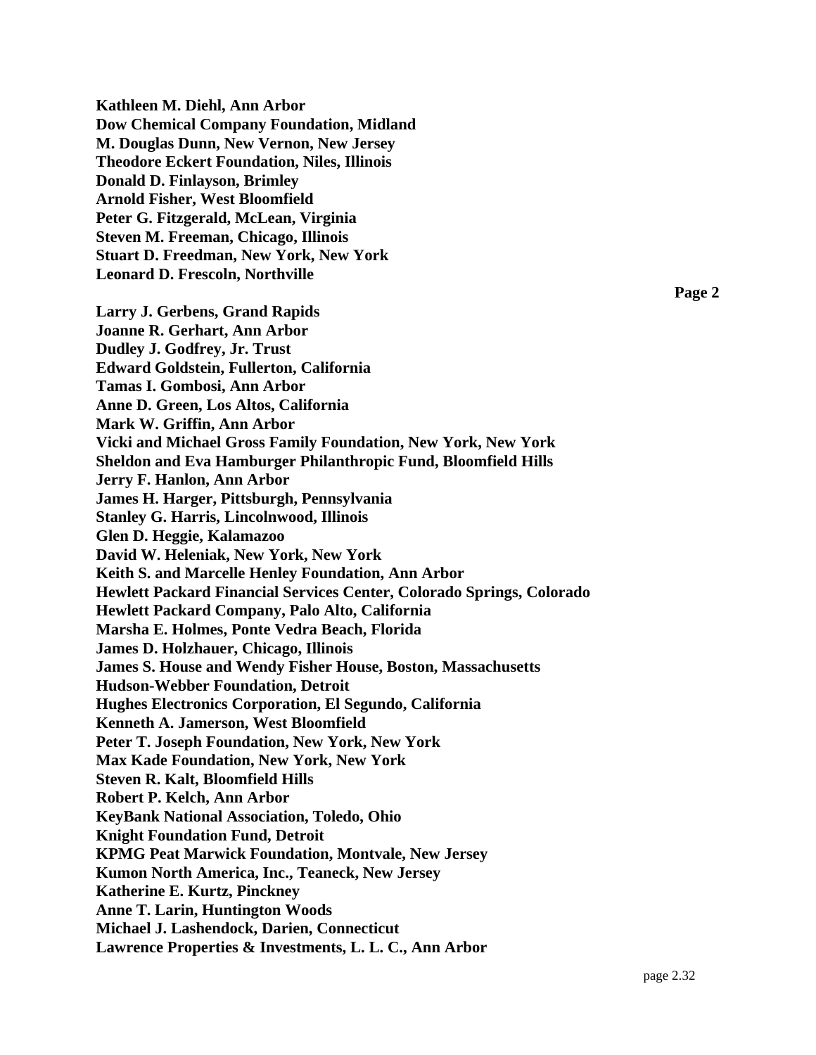**Kathleen M. Diehl, Ann Arbor**

**Dow Chemical Company Foundation, Midland**

**M. Douglas Dunn, New Vernon, New Jersey**

**Theodore Eckert Foundation, Niles, Illinois**

**Donald D. Finlayson, Brimley**

**Arnold Fisher, West Bloomfield**

**Peter G. Fitzgerald, McLean, Virginia**

**Steven M. Freeman, Chicago, Illinois**

**Stuart D. Freedman, New York, New York**

**Leonard D. Frescoln, Northville**

**Larry J. Gerbens, Grand Rapids**

**Joanne R. Gerhart, Ann Arbor**

**Dudley J. Godfrey, Jr. Trust**

**Edward Goldstein, Fullerton, California**

**Tamas I. Gombosi, Ann Arbor**

**Anne D. Green, Los Altos, California**

**Mark W. Griffin, Ann Arbor**

**Vicki and Michael Gross Family Foundation, New York, New York**

**Sheldon and Eva Hamburger Philanthropic Fund, Bloomfield Hills**

**Jerry F. Hanlon, Ann Arbor**

**James H. Harger, Pittsburgh, Pennsylvania**

**Stanley G. Harris, Lincolnwood, Illinois**

**Glen D. Heggie, Kalamazoo**

**David W. Heleniak, New York, New York**

**Keith S. and Marcelle Henley Foundation, Ann Arbor**

**Hewlett Packard Financial Services Center, Colorado Springs, Colorado**

**Hewlett Packard Company, Palo Alto, California**

**Marsha E. Holmes, Ponte Vedra Beach, Florida**

**James D. Holzhauer, Chicago, Illinois**

**James S. House and Wendy Fisher House, Boston, Massachusetts**

**Hudson-Webber Foundation, Detroit**

**Hughes Electronics Corporation, El Segundo, California**

**Kenneth A. Jamerson, West Bloomfield**

**Peter T. Joseph Foundation, New York, New York**

**Max Kade Foundation, New York, New York**

**Steven R. Kalt, Bloomfield Hills**

**Robert P. Kelch, Ann Arbor**

**KeyBank National Association, Toledo, Ohio**

**Knight Foundation Fund, Detroit**

**KPMG Peat Marwick Foundation, Montvale, New Jersey**

**Kumon North America, Inc., Teaneck, New Jersey**

**Katherine E. Kurtz, Pinckney**

**Anne T. Larin, Huntington Woods**

**Michael J. Lashendock, Darien, Connecticut**

**Lawrence Properties & Investments, L. L. C., Ann Arbor**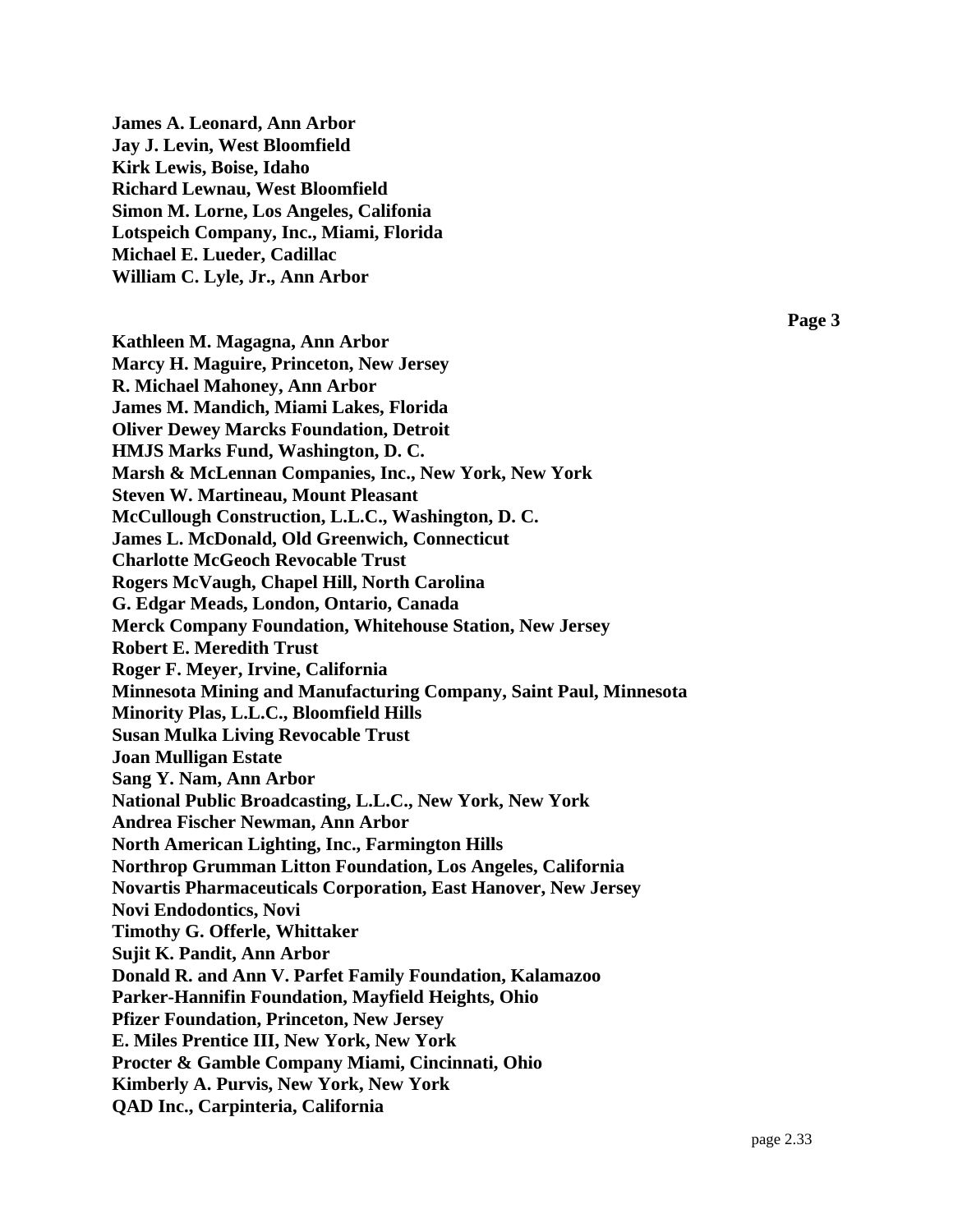**James A. Leonard, Ann Arbor**
**Jay J. Levin, West Bloomfield**
**Kirk Lewis, Boise, Idaho**
**Richard Lewnau, West Bloomfield**
**Simon M. Lorne, Los Angeles, Califonia**
**Lotspeich Company, Inc., Miami, Florida**
**Michael E. Lueder, Cadillac**
**William C. Lyle, Jr., Ann Arbor**

**Kathleen M. Magagna, Ann Arbor**
**Marcy H. Maguire, Princeton, New Jersey**
**R. Michael Mahoney, Ann Arbor**
**James M. Mandich, Miami Lakes, Florida**
**Oliver Dewey Marcks Foundation, Detroit**
**HMJS Marks Fund, Washington, D. C.**
**Marsh & McLennan Companies, Inc., New York, New York**
**Steven W. Martineau, Mount Pleasant**
**McCullough Construction, L.L.C., Washington, D. C.**
**James L. McDonald, Old Greenwich, Connecticut**
**Charlotte McGeoch Revocable Trust**
**Rogers McVaugh, Chapel Hill, North Carolina**
**G. Edgar Meads, London, Ontario, Canada**
**Merck Company Foundation, Whitehouse Station, New Jersey**
**Robert E. Meredith Trust**
**Roger F. Meyer, Irvine, California**
**Minnesota Mining and Manufacturing Company, Saint Paul, Minnesota**
**Minority Plas, L.L.C., Bloomfield Hills**
**Susan Mulka Living Revocable Trust**
**Joan Mulligan Estate**
**Sang Y. Nam, Ann Arbor**
**National Public Broadcasting, L.L.C., New York, New York**
**Andrea Fischer Newman, Ann Arbor**
**North American Lighting, Inc., Farmington Hills**
**Northrop Grumman Litton Foundation, Los Angeles, California**
**Novartis Pharmaceuticals Corporation, East Hanover, New Jersey**
**Novi Endodontics, Novi**
**Timothy G. Offerle, Whittaker**
**Sujit K. Pandit, Ann Arbor**
**Donald R. and Ann V. Parfet Family Foundation, Kalamazoo**
**Parker-Hannifin Foundation, Mayfield Heights, Ohio**
**Pfizer Foundation, Princeton, New Jersey**
**E. Miles Prentice III, New York, New York**
**Procter & Gamble Company Miami, Cincinnati, Ohio**
**Kimberly A. Purvis, New York, New York**
**QAD Inc., Carpinteria, California**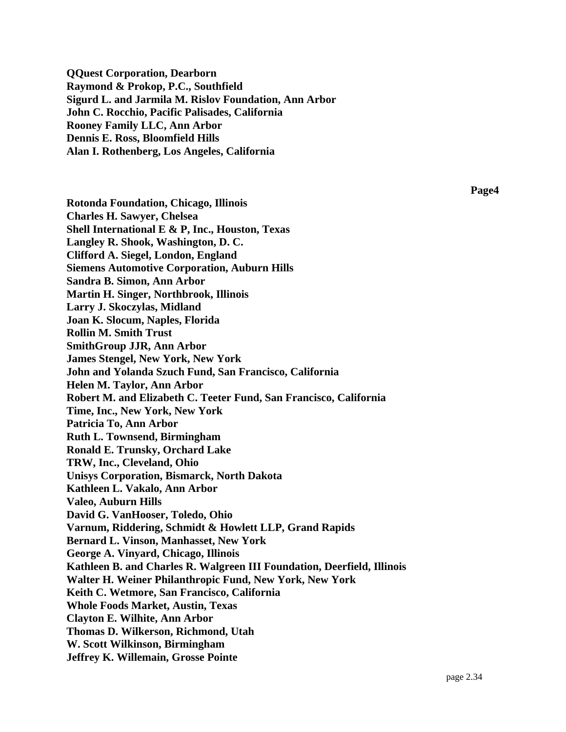**QQuest Corporation, Dearborn**
**Raymond & Prokop, P.C., Southfield**
**Sigurd L. and Jarmila M. Rislov Foundation, Ann Arbor**
**John C. Rocchio, Pacific Palisades, California**
**Rooney Family LLC, Ann Arbor**
**Dennis E. Ross, Bloomfield Hills**
**Alan I. Rothenberg, Los Angeles, California**

**Rotonda Foundation, Chicago, Illinois**
**Charles H. Sawyer, Chelsea**
**Shell International E & P, Inc., Houston, Texas**
**Langley R. Shook, Washington, D. C.**
**Clifford A. Siegel, London, England**
**Siemens Automotive Corporation, Auburn Hills**
**Sandra B. Simon, Ann Arbor**
**Martin H. Singer, Northbrook, Illinois**
**Larry J. Skoczylas, Midland**
**Joan K. Slocum, Naples, Florida**
**Rollin M. Smith Trust**
**SmithGroup JJR, Ann Arbor**
**James Stengel, New York, New York**
**John and Yolanda Szuch Fund, San Francisco, California**
**Helen M. Taylor, Ann Arbor**
**Robert M. and Elizabeth C. Teeter Fund, San Francisco, California**
**Time, Inc., New York, New York**
**Patricia To, Ann Arbor**
**Ruth L. Townsend, Birmingham**
**Ronald E. Trunsky, Orchard Lake**
**TRW, Inc., Cleveland, Ohio**
**Unisys Corporation, Bismarck, North Dakota**
**Kathleen L. Vakalo, Ann Arbor**
**Valeo, Auburn Hills**
**David G. VanHooser, Toledo, Ohio**
**Varnum, Riddering, Schmidt & Howlett LLP, Grand Rapids**
**Bernard L. Vinson, Manhasset, New York**
**George A. Vinyard, Chicago, Illinois**
**Kathleen B. and Charles R. Walgreen III Foundation, Deerfield, Illinois**
**Walter H. Weiner Philanthropic Fund, New York, New York**
**Keith C. Wetmore, San Francisco, California**
**Whole Foods Market, Austin, Texas**
**Clayton E. Wilhite, Ann Arbor**
**Thomas D. Wilkerson, Richmond, Utah**
**W. Scott Wilkinson, Birmingham**
**Jeffrey K. Willemain, Grosse Pointe**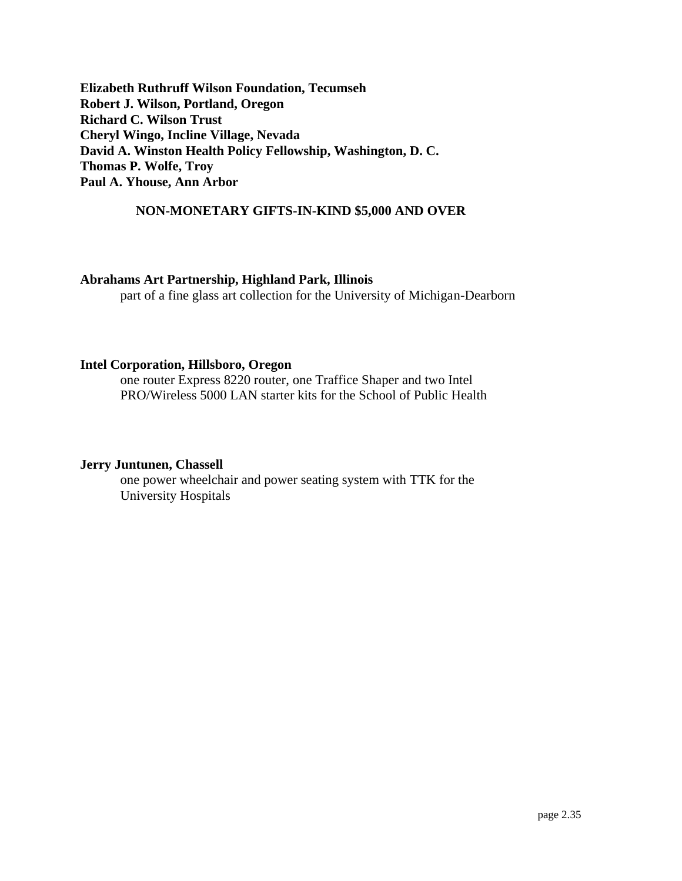**Elizabeth Ruthruff Wilson Foundation, Tecumseh**
**Robert J. Wilson, Portland, Oregon**
**Richard C. Wilson Trust**
**Cheryl Wingo, Incline Village, Nevada**
**David A. Winston Health Policy Fellowship, Washington, D. C.**
**Thomas P. Wolfe, Troy**
**Paul A. Yhouse, Ann Arbor**

## NON-MONETARY GIFTS-IN-KIND $5,000 AND OVER

**Abrahams Art Partnership, Highland Park, Illinois**
part of a fine glass art collection for the University of Michigan-Dearborn

**Intel Corporation, Hillsboro, Oregon**
one router Express 8220 router, one Traffice Shaper and two Intel PRO/Wireless 5000 LAN starter kits for the School of Public Health

**Jerry Juntunen, Chassell**
one power wheelchair and power seating system with TTK for the University Hospitals